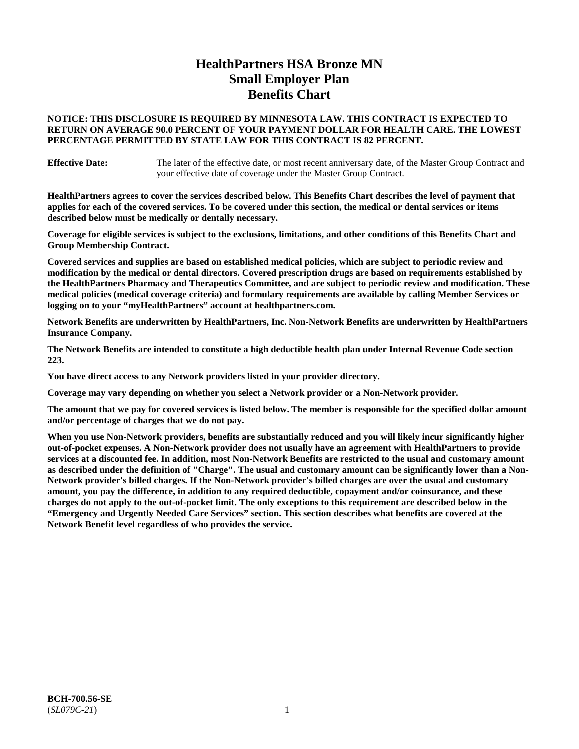# HealthPartners HSA Bronze MN
# Small Employer Plan
# Benefits Chart

**NOTICE: THIS DISCLOSURE IS REQUIRED BY MINNESOTA LAW. THIS CONTRACT IS EXPECTED TO RETURN ON AVERAGE 90.0 PERCENT OF YOUR PAYMENT DOLLAR FOR HEALTH CARE. THE LOWEST PERCENTAGE PERMITTED BY STATE LAW FOR THIS CONTRACT IS 82 PERCENT.**

**Effective Date:** The later of the effective date, or most recent anniversary date, of the Master Group Contract and your effective date of coverage under the Master Group Contract.

**HealthPartners agrees to cover the services described below. This Benefits Chart describes the level of payment that applies for each of the covered services. To be covered under this section, the medical or dental services or items described below must be medically or dentally necessary.**

**Coverage for eligible services is subject to the exclusions, limitations, and other conditions of this Benefits Chart and Group Membership Contract.**

**Covered services and supplies are based on established medical policies, which are subject to periodic review and modification by the medical or dental directors. Covered prescription drugs are based on requirements established by the HealthPartners Pharmacy and Therapeutics Committee, and are subject to periodic review and modification. These medical policies (medical coverage criteria) and formulary requirements are available by calling Member Services or logging on to your "myHealthPartners" account at healthpartners.com.**

**Network Benefits are underwritten by HealthPartners, Inc. Non-Network Benefits are underwritten by HealthPartners Insurance Company.**

**The Network Benefits are intended to constitute a high deductible health plan under Internal Revenue Code section 223.**

**You have direct access to any Network providers listed in your provider directory.**

**Coverage may vary depending on whether you select a Network provider or a Non-Network provider.**

**The amount that we pay for covered services is listed below. The member is responsible for the specified dollar amount and/or percentage of charges that we do not pay.**

**When you use Non-Network providers, benefits are substantially reduced and you will likely incur significantly higher out-of-pocket expenses. A Non-Network provider does not usually have an agreement with HealthPartners to provide services at a discounted fee. In addition, most Non-Network Benefits are restricted to the usual and customary amount as described under the definition of "Charge". The usual and customary amount can be significantly lower than a Non-Network provider's billed charges. If the Non-Network provider's billed charges are over the usual and customary amount, you pay the difference, in addition to any required deductible, copayment and/or coinsurance, and these charges do not apply to the out-of-pocket limit. The only exceptions to this requirement are described below in the "Emergency and Urgently Needed Care Services" section. This section describes what benefits are covered at the Network Benefit level regardless of who provides the service.**

**BCH-700.56-SE**
(*SL079C-21*)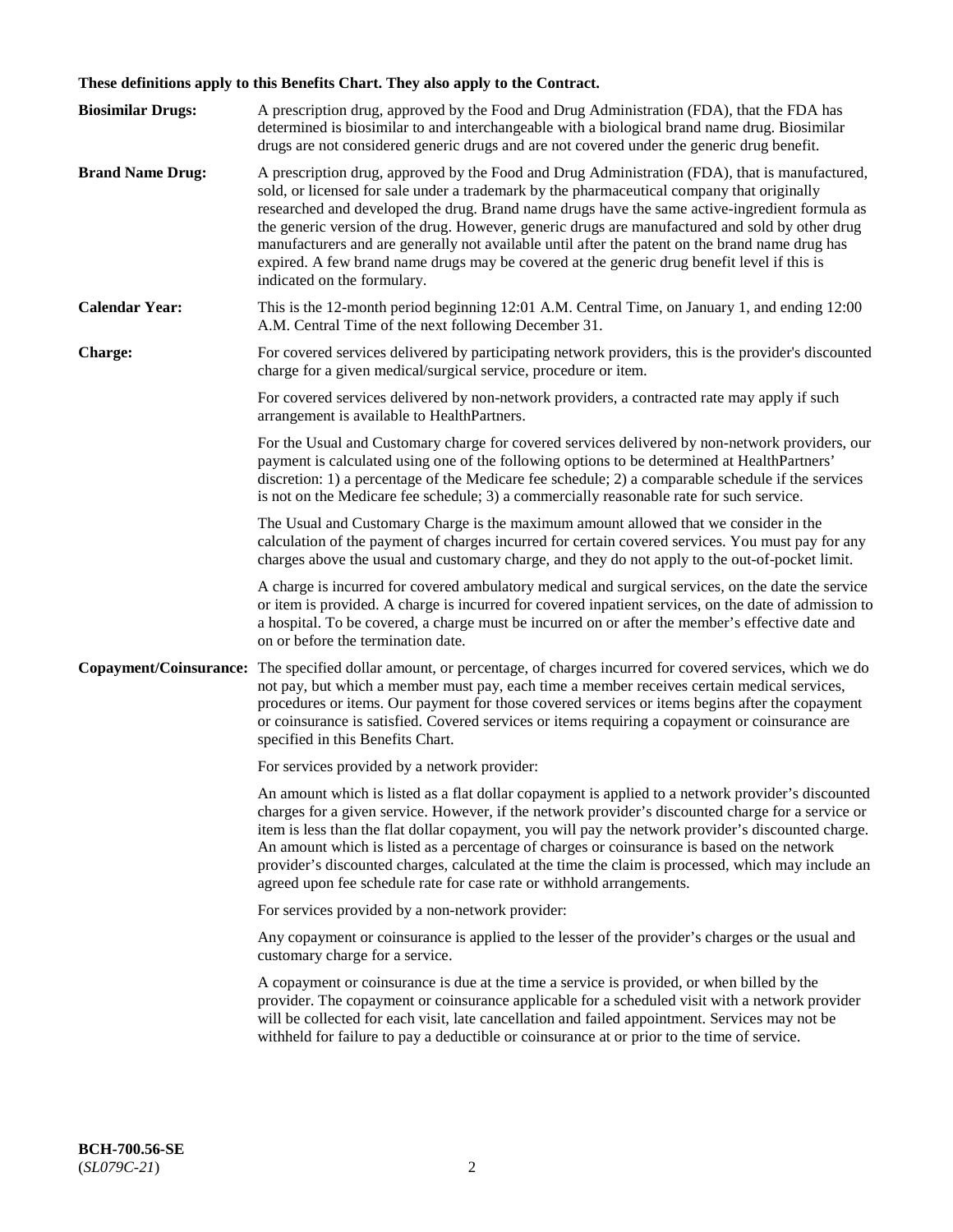**These definitions apply to this Benefits Chart. They also apply to the Contract.**

**Biosimilar Drugs:** A prescription drug, approved by the Food and Drug Administration (FDA), that the FDA has determined is biosimilar to and interchangeable with a biological brand name drug. Biosimilar drugs are not considered generic drugs and are not covered under the generic drug benefit.

**Brand Name Drug:** A prescription drug, approved by the Food and Drug Administration (FDA), that is manufactured, sold, or licensed for sale under a trademark by the pharmaceutical company that originally researched and developed the drug. Brand name drugs have the same active-ingredient formula as the generic version of the drug. However, generic drugs are manufactured and sold by other drug manufacturers and are generally not available until after the patent on the brand name drug has expired. A few brand name drugs may be covered at the generic drug benefit level if this is indicated on the formulary.

**Calendar Year:** This is the 12-month period beginning 12:01 A.M. Central Time, on January 1, and ending 12:00 A.M. Central Time of the next following December 31.

**Charge:** For covered services delivered by participating network providers, this is the provider's discounted charge for a given medical/surgical service, procedure or item.

For covered services delivered by non-network providers, a contracted rate may apply if such arrangement is available to HealthPartners.

For the Usual and Customary charge for covered services delivered by non-network providers, our payment is calculated using one of the following options to be determined at HealthPartners' discretion: 1) a percentage of the Medicare fee schedule; 2) a comparable schedule if the services is not on the Medicare fee schedule; 3) a commercially reasonable rate for such service.

The Usual and Customary Charge is the maximum amount allowed that we consider in the calculation of the payment of charges incurred for certain covered services. You must pay for any charges above the usual and customary charge, and they do not apply to the out-of-pocket limit.

A charge is incurred for covered ambulatory medical and surgical services, on the date the service or item is provided. A charge is incurred for covered inpatient services, on the date of admission to a hospital. To be covered, a charge must be incurred on or after the member's effective date and on or before the termination date.

**Copayment/Coinsurance:** The specified dollar amount, or percentage, of charges incurred for covered services, which we do not pay, but which a member must pay, each time a member receives certain medical services, procedures or items. Our payment for those covered services or items begins after the copayment or coinsurance is satisfied. Covered services or items requiring a copayment or coinsurance are specified in this Benefits Chart.

For services provided by a network provider:

An amount which is listed as a flat dollar copayment is applied to a network provider's discounted charges for a given service. However, if the network provider's discounted charge for a service or item is less than the flat dollar copayment, you will pay the network provider's discounted charge. An amount which is listed as a percentage of charges or coinsurance is based on the network provider's discounted charges, calculated at the time the claim is processed, which may include an agreed upon fee schedule rate for case rate or withhold arrangements.

For services provided by a non-network provider:

Any copayment or coinsurance is applied to the lesser of the provider's charges or the usual and customary charge for a service.

A copayment or coinsurance is due at the time a service is provided, or when billed by the provider. The copayment or coinsurance applicable for a scheduled visit with a network provider will be collected for each visit, late cancellation and failed appointment. Services may not be withheld for failure to pay a deductible or coinsurance at or prior to the time of service.

**BCH-700.56-SE**
(*SL079C-21*)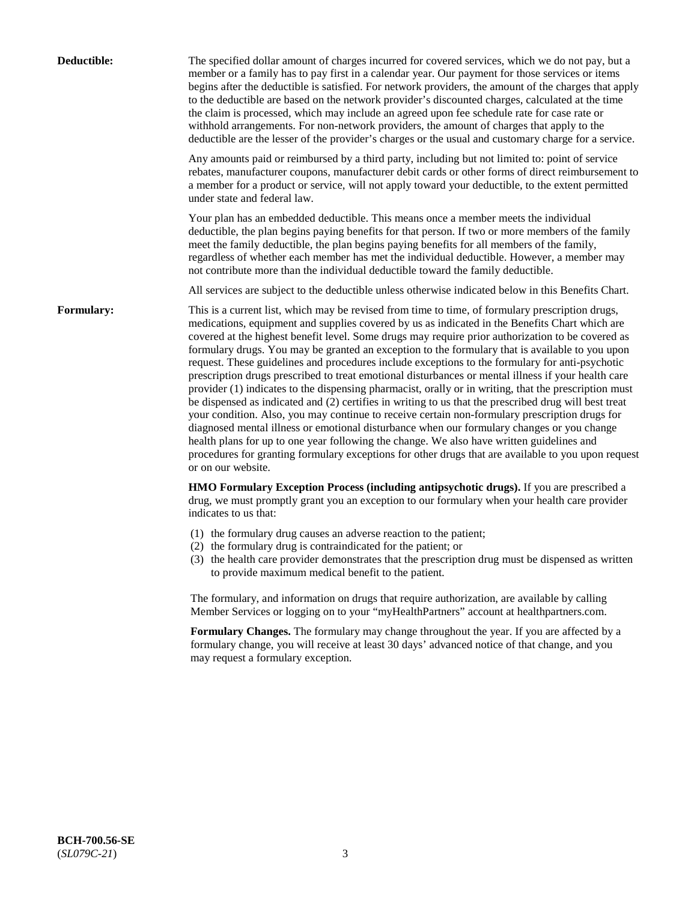**Deductible:** The specified dollar amount of charges incurred for covered services, which we do not pay, but a member or a family has to pay first in a calendar year. Our payment for those services or items begins after the deductible is satisfied. For network providers, the amount of the charges that apply to the deductible are based on the network provider's discounted charges, calculated at the time the claim is processed, which may include an agreed upon fee schedule rate for case rate or withhold arrangements. For non-network providers, the amount of charges that apply to the deductible are the lesser of the provider's charges or the usual and customary charge for a service.

Any amounts paid or reimbursed by a third party, including but not limited to: point of service rebates, manufacturer coupons, manufacturer debit cards or other forms of direct reimbursement to a member for a product or service, will not apply toward your deductible, to the extent permitted under state and federal law.

Your plan has an embedded deductible. This means once a member meets the individual deductible, the plan begins paying benefits for that person. If two or more members of the family meet the family deductible, the plan begins paying benefits for all members of the family, regardless of whether each member has met the individual deductible. However, a member may not contribute more than the individual deductible toward the family deductible.

All services are subject to the deductible unless otherwise indicated below in this Benefits Chart.

**Formulary:** This is a current list, which may be revised from time to time, of formulary prescription drugs, medications, equipment and supplies covered by us as indicated in the Benefits Chart which are covered at the highest benefit level. Some drugs may require prior authorization to be covered as formulary drugs. You may be granted an exception to the formulary that is available to you upon request. These guidelines and procedures include exceptions to the formulary for anti-psychotic prescription drugs prescribed to treat emotional disturbances or mental illness if your health care provider (1) indicates to the dispensing pharmacist, orally or in writing, that the prescription must be dispensed as indicated and (2) certifies in writing to us that the prescribed drug will best treat your condition. Also, you may continue to receive certain non-formulary prescription drugs for diagnosed mental illness or emotional disturbance when our formulary changes or you change health plans for up to one year following the change. We also have written guidelines and procedures for granting formulary exceptions for other drugs that are available to you upon request or on our website.

**HMO Formulary Exception Process (including antipsychotic drugs).** If you are prescribed a drug, we must promptly grant you an exception to our formulary when your health care provider indicates to us that:

(1) the formulary drug causes an adverse reaction to the patient;
(2) the formulary drug is contraindicated for the patient; or
(3) the health care provider demonstrates that the prescription drug must be dispensed as written to provide maximum medical benefit to the patient.

The formulary, and information on drugs that require authorization, are available by calling Member Services or logging on to your "myHealthPartners" account at healthpartners.com.

**Formulary Changes.** The formulary may change throughout the year. If you are affected by a formulary change, you will receive at least 30 days' advanced notice of that change, and you may request a formulary exception.

**BCH-700.56-SE**
(*SL079C-21*)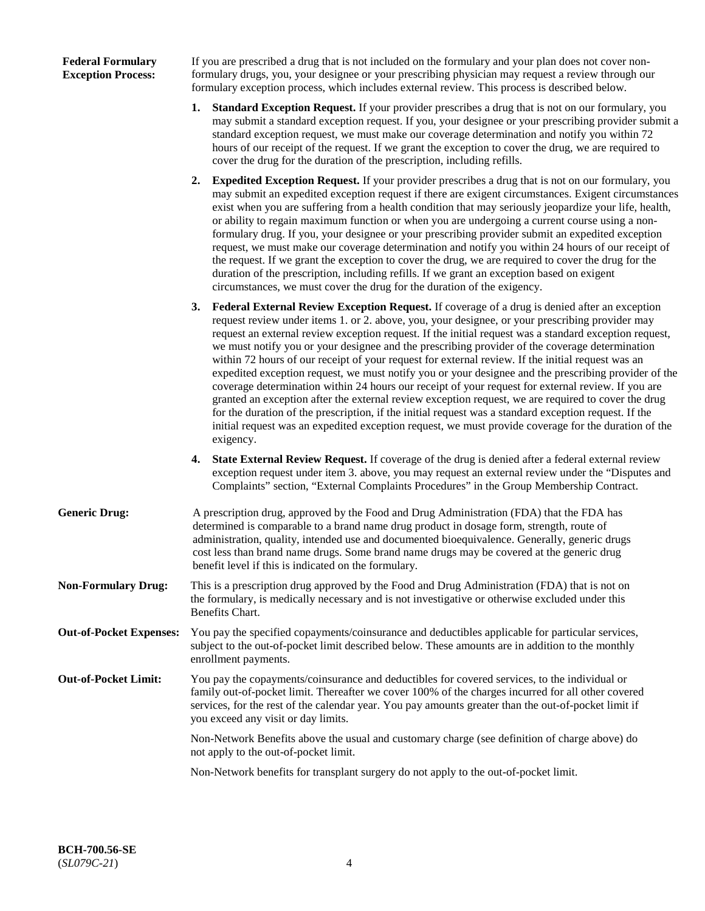**Federal Formulary Exception Process:** If you are prescribed a drug that is not included on the formulary and your plan does not cover non-formulary drugs, you, your designee or your prescribing physician may request a review through our formulary exception process, which includes external review. This process is described below.

1. **Standard Exception Request.** If your provider prescribes a drug that is not on our formulary, you may submit a standard exception request. If you, your designee or your prescribing provider submit a standard exception request, we must make our coverage determination and notify you within 72 hours of our receipt of the request. If we grant the exception to cover the drug, we are required to cover the drug for the duration of the prescription, including refills.

2. **Expedited Exception Request.** If your provider prescribes a drug that is not on our formulary, you may submit an expedited exception request if there are exigent circumstances. Exigent circumstances exist when you are suffering from a health condition that may seriously jeopardize your life, health, or ability to regain maximum function or when you are undergoing a current course using a non-formulary drug. If you, your designee or your prescribing provider submit an expedited exception request, we must make our coverage determination and notify you within 24 hours of our receipt of the request. If we grant the exception to cover the drug, we are required to cover the drug for the duration of the prescription, including refills. If we grant an exception based on exigent circumstances, we must cover the drug for the duration of the exigency.

3. **Federal External Review Exception Request.** If coverage of a drug is denied after an exception request review under items 1. or 2. above, you, your designee, or your prescribing provider may request an external review exception request. If the initial request was a standard exception request, we must notify you or your designee and the prescribing provider of the coverage determination within 72 hours of our receipt of your request for external review. If the initial request was an expedited exception request, we must notify you or your designee and the prescribing provider of the coverage determination within 24 hours our receipt of your request for external review. If you are granted an exception after the external review exception request, we are required to cover the drug for the duration of the prescription, if the initial request was a standard exception request. If the initial request was an expedited exception request, we must provide coverage for the duration of the exigency.

4. **State External Review Request.** If coverage of the drug is denied after a federal external review exception request under item 3. above, you may request an external review under the "Disputes and Complaints" section, "External Complaints Procedures" in the Group Membership Contract.

**Generic Drug:** A prescription drug, approved by the Food and Drug Administration (FDA) that the FDA has determined is comparable to a brand name drug product in dosage form, strength, route of administration, quality, intended use and documented bioequivalence. Generally, generic drugs cost less than brand name drugs. Some brand name drugs may be covered at the generic drug benefit level if this is indicated on the formulary.

**Non-Formulary Drug:** This is a prescription drug approved by the Food and Drug Administration (FDA) that is not on the formulary, is medically necessary and is not investigative or otherwise excluded under this Benefits Chart.

**Out-of-Pocket Expenses:** You pay the specified copayments/coinsurance and deductibles applicable for particular services, subject to the out-of-pocket limit described below. These amounts are in addition to the monthly enrollment payments.

**Out-of-Pocket Limit:** You pay the copayments/coinsurance and deductibles for covered services, to the individual or family out-of-pocket limit. Thereafter we cover 100% of the charges incurred for all other covered services, for the rest of the calendar year. You pay amounts greater than the out-of-pocket limit if you exceed any visit or day limits.

Non-Network Benefits above the usual and customary charge (see definition of charge above) do not apply to the out-of-pocket limit.

Non-Network benefits for transplant surgery do not apply to the out-of-pocket limit.

**BCH-700.56-SE**
(*SL079C-21*)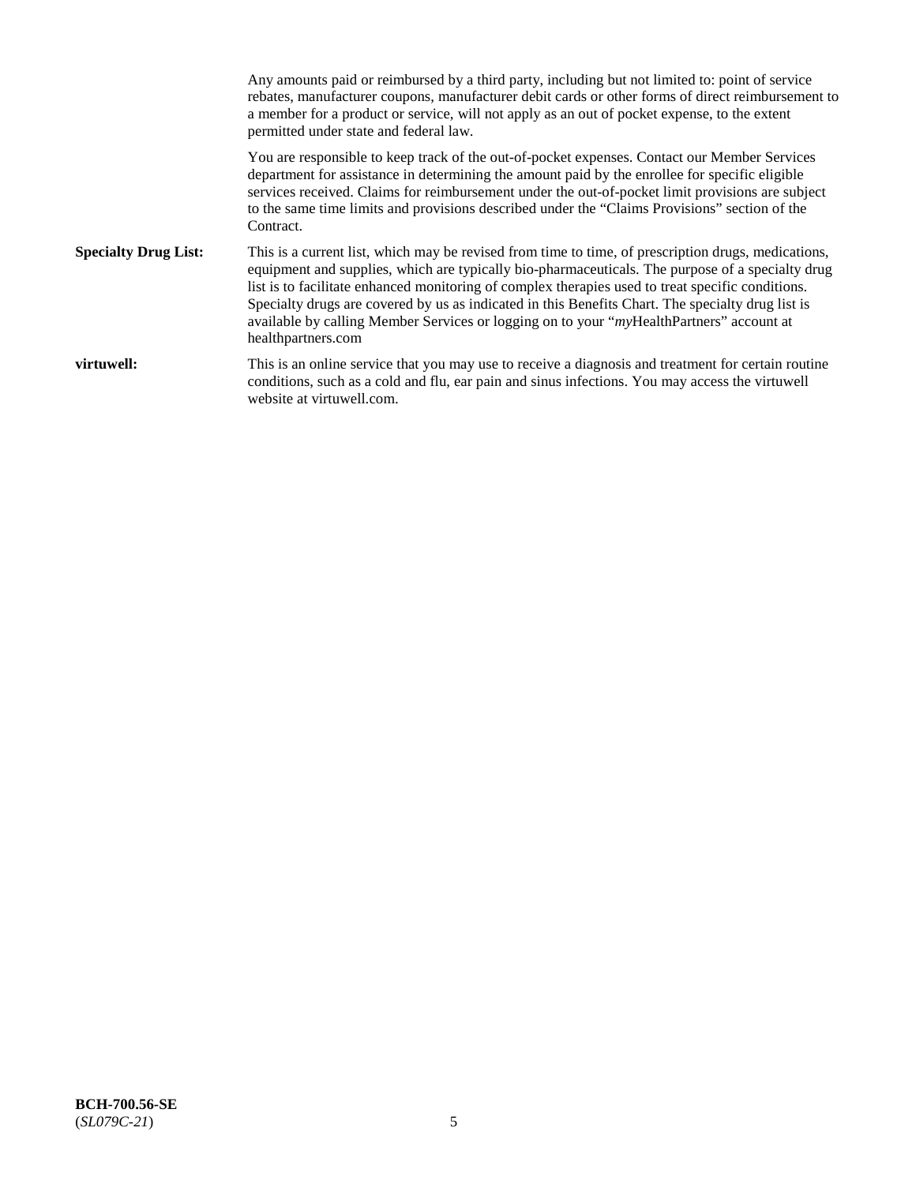Any amounts paid or reimbursed by a third party, including but not limited to: point of service rebates, manufacturer coupons, manufacturer debit cards or other forms of direct reimbursement to a member for a product or service, will not apply as an out of pocket expense, to the extent permitted under state and federal law.

You are responsible to keep track of the out-of-pocket expenses. Contact our Member Services department for assistance in determining the amount paid by the enrollee for specific eligible services received. Claims for reimbursement under the out-of-pocket limit provisions are subject to the same time limits and provisions described under the "Claims Provisions" section of the Contract.

**Specialty Drug List:** This is a current list, which may be revised from time to time, of prescription drugs, medications, equipment and supplies, which are typically bio-pharmaceuticals. The purpose of a specialty drug list is to facilitate enhanced monitoring of complex therapies used to treat specific conditions. Specialty drugs are covered by us as indicated in this Benefits Chart. The specialty drug list is available by calling Member Services or logging on to your "*my*HealthPartners" account at healthpartners.com

**virtuwell:** This is an online service that you may use to receive a diagnosis and treatment for certain routine conditions, such as a cold and flu, ear pain and sinus infections. You may access the virtuwell website at virtuwell.com.

**BCH-700.56-SE**
(*SL079C-21*)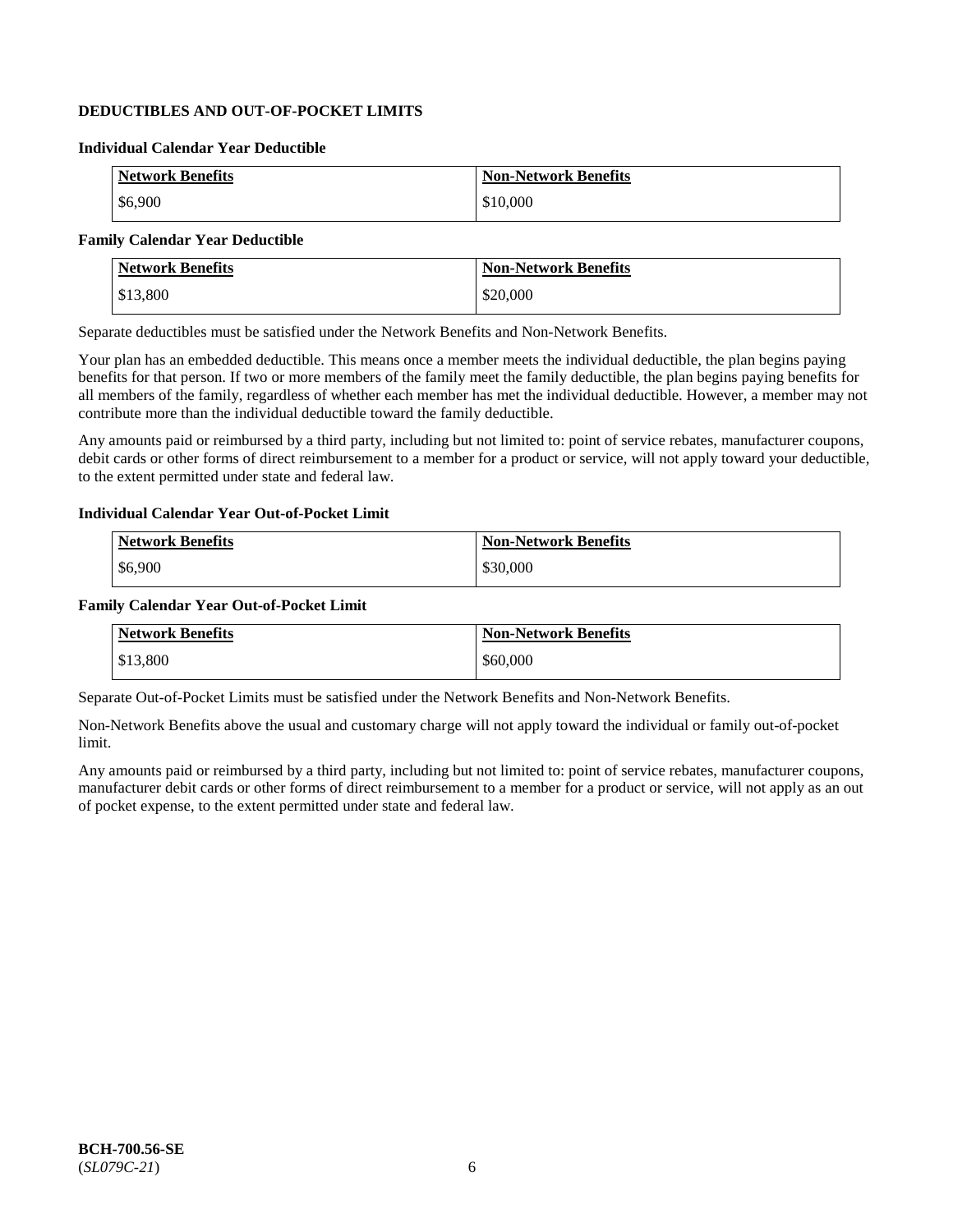## DEDUCTIBLES AND OUT-OF-POCKET LIMITS

### Individual Calendar Year Deductible

| Network Benefits | Non-Network Benefits |
|---|---|
| $6,900 | $10,000 |

### Family Calendar Year Deductible

| Network Benefits | Non-Network Benefits |
|---|---|
| $13,800 | $20,000 |

Separate deductibles must be satisfied under the Network Benefits and Non-Network Benefits.

Your plan has an embedded deductible. This means once a member meets the individual deductible, the plan begins paying benefits for that person. If two or more members of the family meet the family deductible, the plan begins paying benefits for all members of the family, regardless of whether each member has met the individual deductible. However, a member may not contribute more than the individual deductible toward the family deductible.

Any amounts paid or reimbursed by a third party, including but not limited to: point of service rebates, manufacturer coupons, debit cards or other forms of direct reimbursement to a member for a product or service, will not apply toward your deductible, to the extent permitted under state and federal law.

### Individual Calendar Year Out-of-Pocket Limit

| Network Benefits | Non-Network Benefits |
|---|---|
| $6,900 | $30,000 |

### Family Calendar Year Out-of-Pocket Limit

| Network Benefits | Non-Network Benefits |
|---|---|
| $13,800 | $60,000 |

Separate Out-of-Pocket Limits must be satisfied under the Network Benefits and Non-Network Benefits.

Non-Network Benefits above the usual and customary charge will not apply toward the individual or family out-of-pocket limit.

Any amounts paid or reimbursed by a third party, including but not limited to: point of service rebates, manufacturer coupons, manufacturer debit cards or other forms of direct reimbursement to a member for a product or service, will not apply as an out of pocket expense, to the extent permitted under state and federal law.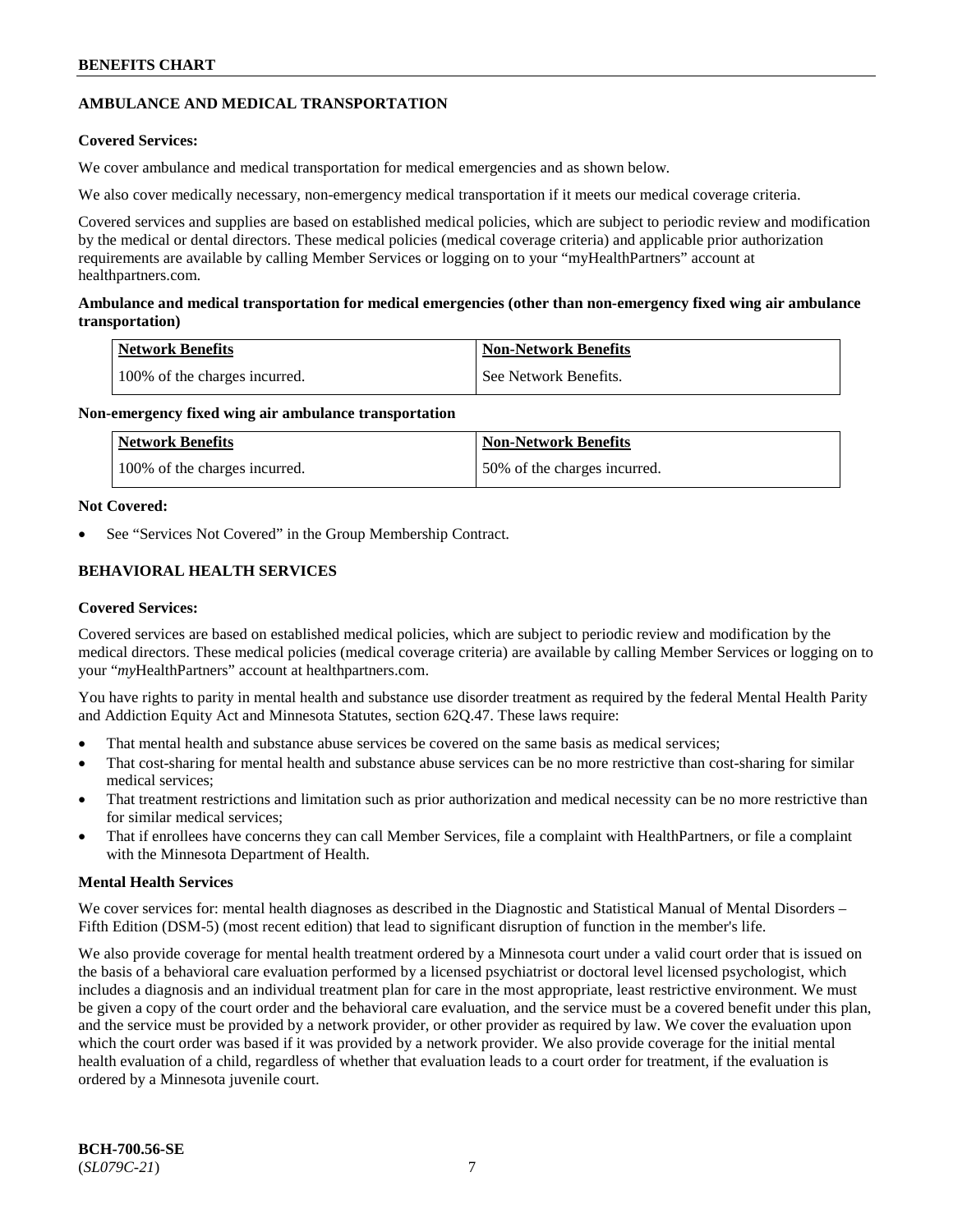## AMBULANCE AND MEDICAL TRANSPORTATION

**Covered Services:**

We cover ambulance and medical transportation for medical emergencies and as shown below.

We also cover medically necessary, non-emergency medical transportation if it meets our medical coverage criteria.

Covered services and supplies are based on established medical policies, which are subject to periodic review and modification by the medical or dental directors. These medical policies (medical coverage criteria) and applicable prior authorization requirements are available by calling Member Services or logging on to your "myHealthPartners" account at healthpartners.com.

**Ambulance and medical transportation for medical emergencies (other than non-emergency fixed wing air ambulance transportation)**

| Network Benefits | Non-Network Benefits |
| --- | --- |
| 100% of the charges incurred. | See Network Benefits. |

**Non-emergency fixed wing air ambulance transportation**

| Network Benefits | Non-Network Benefits |
| --- | --- |
| 100% of the charges incurred. | 50% of the charges incurred. |

**Not Covered:**

- See "Services Not Covered" in the Group Membership Contract.

## BEHAVIORAL HEALTH SERVICES

**Covered Services:**

Covered services are based on established medical policies, which are subject to periodic review and modification by the medical directors. These medical policies (medical coverage criteria) are available by calling Member Services or logging on to your "*my*HealthPartners" account at healthpartners.com.

You have rights to parity in mental health and substance use disorder treatment as required by the federal Mental Health Parity and Addiction Equity Act and Minnesota Statutes, section 62Q.47. These laws require:

- That mental health and substance abuse services be covered on the same basis as medical services;
- That cost-sharing for mental health and substance abuse services can be no more restrictive than cost-sharing for similar medical services;
- That treatment restrictions and limitation such as prior authorization and medical necessity can be no more restrictive than for similar medical services;
- That if enrollees have concerns they can call Member Services, file a complaint with HealthPartners, or file a complaint with the Minnesota Department of Health.

**Mental Health Services**

We cover services for: mental health diagnoses as described in the Diagnostic and Statistical Manual of Mental Disorders – Fifth Edition (DSM-5) (most recent edition) that lead to significant disruption of function in the member's life.

We also provide coverage for mental health treatment ordered by a Minnesota court under a valid court order that is issued on the basis of a behavioral care evaluation performed by a licensed psychiatrist or doctoral level licensed psychologist, which includes a diagnosis and an individual treatment plan for care in the most appropriate, least restrictive environment. We must be given a copy of the court order and the behavioral care evaluation, and the service must be a covered benefit under this plan, and the service must be provided by a network provider, or other provider as required by law. We cover the evaluation upon which the court order was based if it was provided by a network provider. We also provide coverage for the initial mental health evaluation of a child, regardless of whether that evaluation leads to a court order for treatment, if the evaluation is ordered by a Minnesota juvenile court.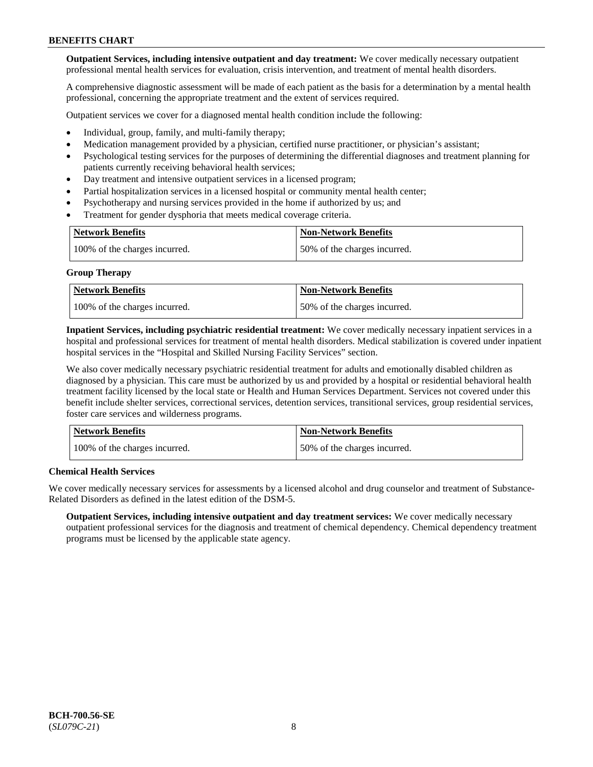**Outpatient Services, including intensive outpatient and day treatment:** We cover medically necessary outpatient professional mental health services for evaluation, crisis intervention, and treatment of mental health disorders.

A comprehensive diagnostic assessment will be made of each patient as the basis for a determination by a mental health professional, concerning the appropriate treatment and the extent of services required.

Outpatient services we cover for a diagnosed mental health condition include the following:

- Individual, group, family, and multi-family therapy;
- Medication management provided by a physician, certified nurse practitioner, or physician's assistant;
- Psychological testing services for the purposes of determining the differential diagnoses and treatment planning for patients currently receiving behavioral health services;
- Day treatment and intensive outpatient services in a licensed program;
- Partial hospitalization services in a licensed hospital or community mental health center;
- Psychotherapy and nursing services provided in the home if authorized by us; and
- Treatment for gender dysphoria that meets medical coverage criteria.

| Network Benefits | Non-Network Benefits |
|---|---|
| 100% of the charges incurred. | 50% of the charges incurred. |

**Group Therapy**

| Network Benefits | Non-Network Benefits |
|---|---|
| 100% of the charges incurred. | 50% of the charges incurred. |

**Inpatient Services, including psychiatric residential treatment:** We cover medically necessary inpatient services in a hospital and professional services for treatment of mental health disorders. Medical stabilization is covered under inpatient hospital services in the "Hospital and Skilled Nursing Facility Services" section.

We also cover medically necessary psychiatric residential treatment for adults and emotionally disabled children as diagnosed by a physician. This care must be authorized by us and provided by a hospital or residential behavioral health treatment facility licensed by the local state or Health and Human Services Department. Services not covered under this benefit include shelter services, correctional services, detention services, transitional services, group residential services, foster care services and wilderness programs.

| Network Benefits | Non-Network Benefits |
|---|---|
| 100% of the charges incurred. | 50% of the charges incurred. |

**Chemical Health Services**

We cover medically necessary services for assessments by a licensed alcohol and drug counselor and treatment of Substance-Related Disorders as defined in the latest edition of the DSM-5.

**Outpatient Services, including intensive outpatient and day treatment services:** We cover medically necessary outpatient professional services for the diagnosis and treatment of chemical dependency. Chemical dependency treatment programs must be licensed by the applicable state agency.

**BCH-700.56-SE**
(*SL079C-21*)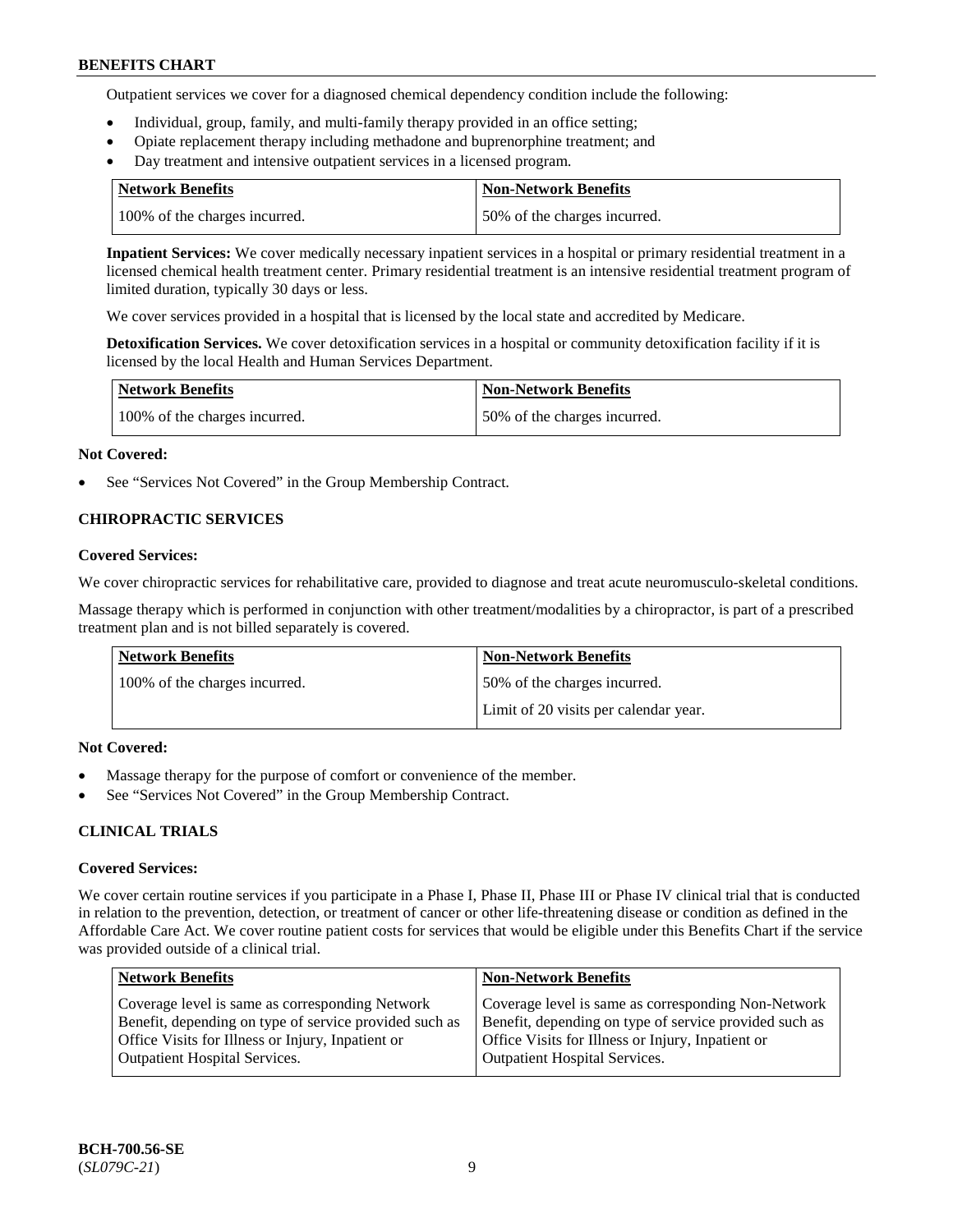Outpatient services we cover for a diagnosed chemical dependency condition include the following:

- Individual, group, family, and multi-family therapy provided in an office setting;
- Opiate replacement therapy including methadone and buprenorphine treatment; and
- Day treatment and intensive outpatient services in a licensed program.

| Network Benefits | Non-Network Benefits |
|---|---|
| 100% of the charges incurred. | 50% of the charges incurred. |

**Inpatient Services:** We cover medically necessary inpatient services in a hospital or primary residential treatment in a licensed chemical health treatment center. Primary residential treatment is an intensive residential treatment program of limited duration, typically 30 days or less.

We cover services provided in a hospital that is licensed by the local state and accredited by Medicare.

**Detoxification Services.** We cover detoxification services in a hospital or community detoxification facility if it is licensed by the local Health and Human Services Department.

| Network Benefits | Non-Network Benefits |
|---|---|
| 100% of the charges incurred. | 50% of the charges incurred. |

**Not Covered:**

- See "Services Not Covered" in the Group Membership Contract.

## CHIROPRACTIC SERVICES

**Covered Services:**

We cover chiropractic services for rehabilitative care, provided to diagnose and treat acute neuromusculo-skeletal conditions.

Massage therapy which is performed in conjunction with other treatment/modalities by a chiropractor, is part of a prescribed treatment plan and is not billed separately is covered.

| Network Benefits | Non-Network Benefits |
|---|---|
| 100% of the charges incurred. | 50% of the charges incurred.<br>Limit of 20 visits per calendar year. |

**Not Covered:**

- Massage therapy for the purpose of comfort or convenience of the member.
- See "Services Not Covered" in the Group Membership Contract.

## CLINICAL TRIALS

**Covered Services:**

We cover certain routine services if you participate in a Phase I, Phase II, Phase III or Phase IV clinical trial that is conducted in relation to the prevention, detection, or treatment of cancer or other life-threatening disease or condition as defined in the Affordable Care Act. We cover routine patient costs for services that would be eligible under this Benefits Chart if the service was provided outside of a clinical trial.

| Network Benefits | Non-Network Benefits |
|---|---|
| Coverage level is same as corresponding Network Benefit, depending on type of service provided such as Office Visits for Illness or Injury, Inpatient or Outpatient Hospital Services. | Coverage level is same as corresponding Non-Network Benefit, depending on type of service provided such as Office Visits for Illness or Injury, Inpatient or Outpatient Hospital Services. |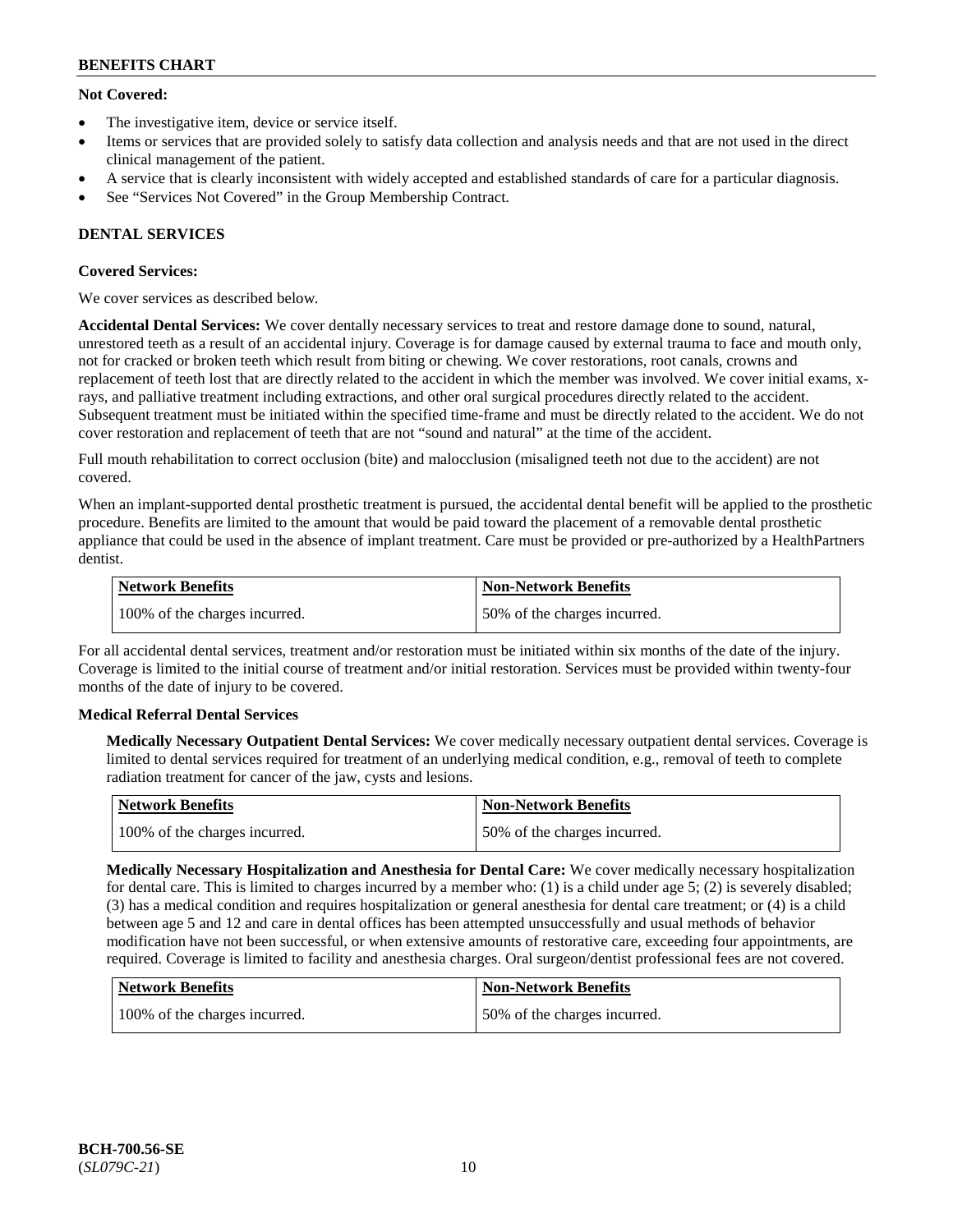**Not Covered:**

- The investigative item, device or service itself.
- Items or services that are provided solely to satisfy data collection and analysis needs and that are not used in the direct clinical management of the patient.
- A service that is clearly inconsistent with widely accepted and established standards of care for a particular diagnosis.
- See "Services Not Covered" in the Group Membership Contract.

## DENTAL SERVICES

**Covered Services:**

We cover services as described below.

**Accidental Dental Services:** We cover dentally necessary services to treat and restore damage done to sound, natural, unrestored teeth as a result of an accidental injury. Coverage is for damage caused by external trauma to face and mouth only, not for cracked or broken teeth which result from biting or chewing. We cover restorations, root canals, crowns and replacement of teeth lost that are directly related to the accident in which the member was involved. We cover initial exams, x-rays, and palliative treatment including extractions, and other oral surgical procedures directly related to the accident. Subsequent treatment must be initiated within the specified time-frame and must be directly related to the accident. We do not cover restoration and replacement of teeth that are not "sound and natural" at the time of the accident.

Full mouth rehabilitation to correct occlusion (bite) and malocclusion (misaligned teeth not due to the accident) are not covered.

When an implant-supported dental prosthetic treatment is pursued, the accidental dental benefit will be applied to the prosthetic procedure. Benefits are limited to the amount that would be paid toward the placement of a removable dental prosthetic appliance that could be used in the absence of implant treatment. Care must be provided or pre-authorized by a HealthPartners dentist.

| Network Benefits | Non-Network Benefits |
|---|---|
| 100% of the charges incurred. | 50% of the charges incurred. |

For all accidental dental services, treatment and/or restoration must be initiated within six months of the date of the injury. Coverage is limited to the initial course of treatment and/or initial restoration. Services must be provided within twenty-four months of the date of injury to be covered.

**Medical Referral Dental Services**

**Medically Necessary Outpatient Dental Services:** We cover medically necessary outpatient dental services. Coverage is limited to dental services required for treatment of an underlying medical condition, e.g., removal of teeth to complete radiation treatment for cancer of the jaw, cysts and lesions.

| Network Benefits | Non-Network Benefits |
|---|---|
| 100% of the charges incurred. | 50% of the charges incurred. |

**Medically Necessary Hospitalization and Anesthesia for Dental Care:** We cover medically necessary hospitalization for dental care. This is limited to charges incurred by a member who: (1) is a child under age 5; (2) is severely disabled; (3) has a medical condition and requires hospitalization or general anesthesia for dental care treatment; or (4) is a child between age 5 and 12 and care in dental offices has been attempted unsuccessfully and usual methods of behavior modification have not been successful, or when extensive amounts of restorative care, exceeding four appointments, are required. Coverage is limited to facility and anesthesia charges. Oral surgeon/dentist professional fees are not covered.

| Network Benefits | Non-Network Benefits |
|---|---|
| 100% of the charges incurred. | 50% of the charges incurred. |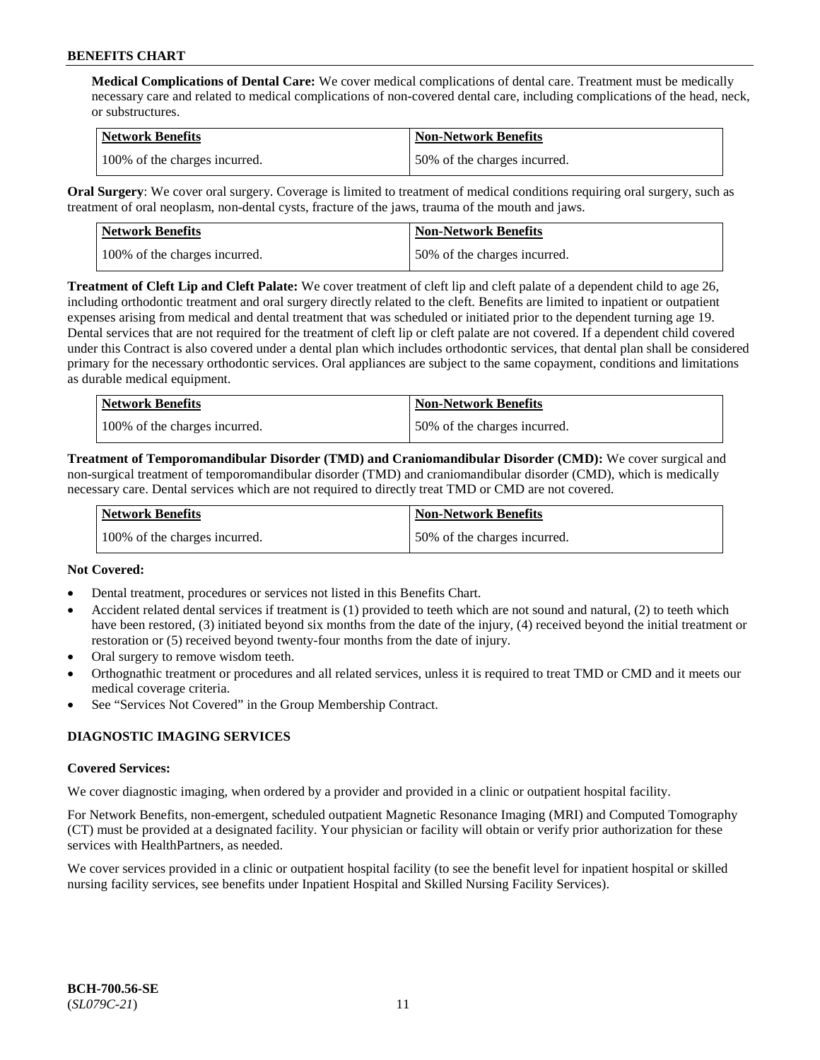**Medical Complications of Dental Care:** We cover medical complications of dental care. Treatment must be medically necessary care and related to medical complications of non-covered dental care, including complications of the head, neck, or substructures.

| Network Benefits | Non-Network Benefits |
| --- | --- |
| 100% of the charges incurred. | 50% of the charges incurred. |

**Oral Surgery**: We cover oral surgery. Coverage is limited to treatment of medical conditions requiring oral surgery, such as treatment of oral neoplasm, non-dental cysts, fracture of the jaws, trauma of the mouth and jaws.

| Network Benefits | Non-Network Benefits |
| --- | --- |
| 100% of the charges incurred. | 50% of the charges incurred. |

**Treatment of Cleft Lip and Cleft Palate:** We cover treatment of cleft lip and cleft palate of a dependent child to age 26, including orthodontic treatment and oral surgery directly related to the cleft. Benefits are limited to inpatient or outpatient expenses arising from medical and dental treatment that was scheduled or initiated prior to the dependent turning age 19. Dental services that are not required for the treatment of cleft lip or cleft palate are not covered. If a dependent child covered under this Contract is also covered under a dental plan which includes orthodontic services, that dental plan shall be considered primary for the necessary orthodontic services. Oral appliances are subject to the same copayment, conditions and limitations as durable medical equipment.

| Network Benefits | Non-Network Benefits |
| --- | --- |
| 100% of the charges incurred. | 50% of the charges incurred. |

**Treatment of Temporomandibular Disorder (TMD) and Craniomandibular Disorder (CMD):** We cover surgical and non-surgical treatment of temporomandibular disorder (TMD) and craniomandibular disorder (CMD), which is medically necessary care. Dental services which are not required to directly treat TMD or CMD are not covered.

| Network Benefits | Non-Network Benefits |
| --- | --- |
| 100% of the charges incurred. | 50% of the charges incurred. |

**Not Covered:**

- Dental treatment, procedures or services not listed in this Benefits Chart.
- Accident related dental services if treatment is (1) provided to teeth which are not sound and natural, (2) to teeth which have been restored, (3) initiated beyond six months from the date of the injury, (4) received beyond the initial treatment or restoration or (5) received beyond twenty-four months from the date of injury.
- Oral surgery to remove wisdom teeth.
- Orthognathic treatment or procedures and all related services, unless it is required to treat TMD or CMD and it meets our medical coverage criteria.
- See "Services Not Covered" in the Group Membership Contract.

## DIAGNOSTIC IMAGING SERVICES

**Covered Services:**

We cover diagnostic imaging, when ordered by a provider and provided in a clinic or outpatient hospital facility.

For Network Benefits, non-emergent, scheduled outpatient Magnetic Resonance Imaging (MRI) and Computed Tomography (CT) must be provided at a designated facility. Your physician or facility will obtain or verify prior authorization for these services with HealthPartners, as needed.

We cover services provided in a clinic or outpatient hospital facility (to see the benefit level for inpatient hospital or skilled nursing facility services, see benefits under Inpatient Hospital and Skilled Nursing Facility Services).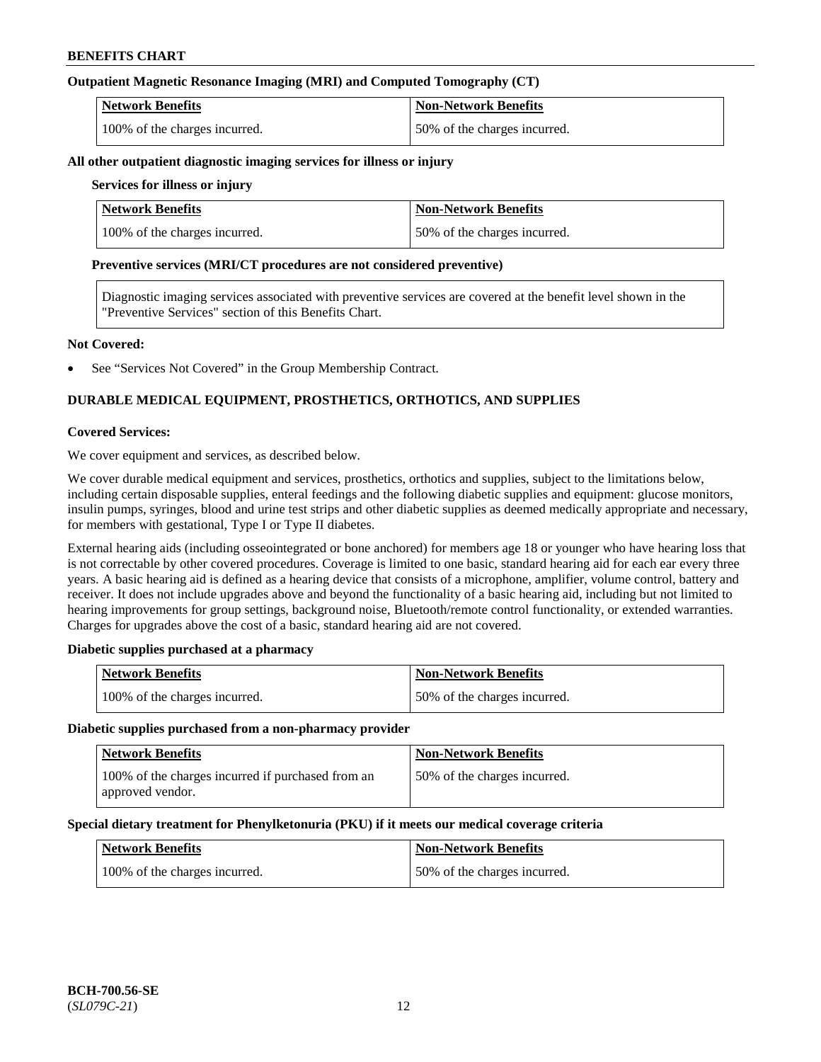### Outpatient Magnetic Resonance Imaging (MRI) and Computed Tomography (CT)

| Network Benefits | Non-Network Benefits |
| --- | --- |
| 100% of the charges incurred. | 50% of the charges incurred. |

### All other outpatient diagnostic imaging services for illness or injury

**Services for illness or injury**

| Network Benefits | Non-Network Benefits |
| --- | --- |
| 100% of the charges incurred. | 50% of the charges incurred. |

**Preventive services (MRI/CT procedures are not considered preventive)**

Diagnostic imaging services associated with preventive services are covered at the benefit level shown in the "Preventive Services" section of this Benefits Chart.

**Not Covered:**

- See "Services Not Covered" in the Group Membership Contract.

## DURABLE MEDICAL EQUIPMENT, PROSTHETICS, ORTHOTICS, AND SUPPLIES

**Covered Services:**

We cover equipment and services, as described below.

We cover durable medical equipment and services, prosthetics, orthotics and supplies, subject to the limitations below, including certain disposable supplies, enteral feedings and the following diabetic supplies and equipment: glucose monitors, insulin pumps, syringes, blood and urine test strips and other diabetic supplies as deemed medically appropriate and necessary, for members with gestational, Type I or Type II diabetes.

External hearing aids (including osseointegrated or bone anchored) for members age 18 or younger who have hearing loss that is not correctable by other covered procedures. Coverage is limited to one basic, standard hearing aid for each ear every three years. A basic hearing aid is defined as a hearing device that consists of a microphone, amplifier, volume control, battery and receiver. It does not include upgrades above and beyond the functionality of a basic hearing aid, including but not limited to hearing improvements for group settings, background noise, Bluetooth/remote control functionality, or extended warranties. Charges for upgrades above the cost of a basic, standard hearing aid are not covered.

### Diabetic supplies purchased at a pharmacy

| Network Benefits | Non-Network Benefits |
| --- | --- |
| 100% of the charges incurred. | 50% of the charges incurred. |

### Diabetic supplies purchased from a non-pharmacy provider

| Network Benefits | Non-Network Benefits |
| --- | --- |
| 100% of the charges incurred if purchased from an approved vendor. | 50% of the charges incurred. |

### Special dietary treatment for Phenylketonuria (PKU) if it meets our medical coverage criteria

| Network Benefits | Non-Network Benefits |
| --- | --- |
| 100% of the charges incurred. | 50% of the charges incurred. |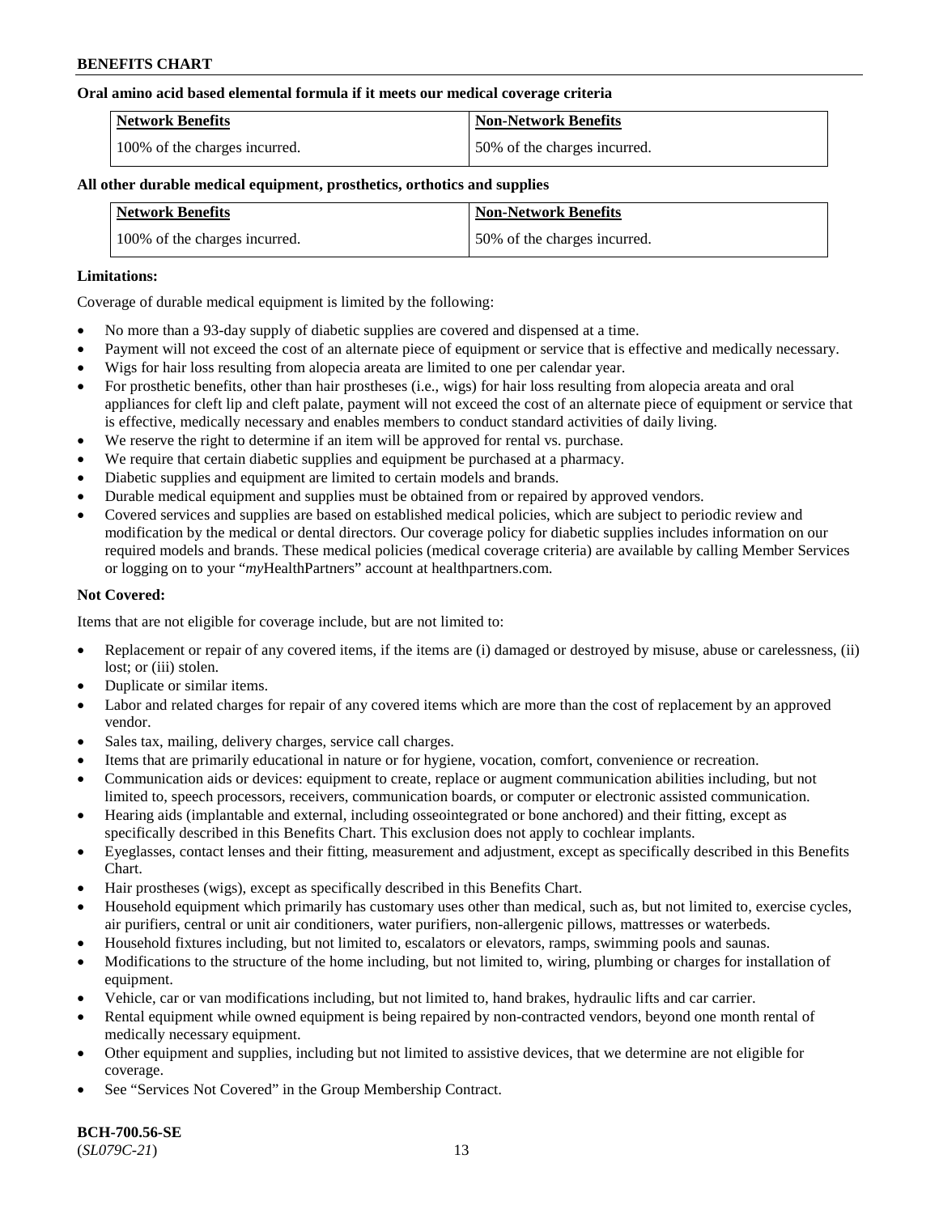**Oral amino acid based elemental formula if it meets our medical coverage criteria**

| Network Benefits | Non-Network Benefits |
|---|---|
| 100% of the charges incurred. | 50% of the charges incurred. |

**All other durable medical equipment, prosthetics, orthotics and supplies**

| Network Benefits | Non-Network Benefits |
|---|---|
| 100% of the charges incurred. | 50% of the charges incurred. |

**Limitations:**

Coverage of durable medical equipment is limited by the following:

- No more than a 93-day supply of diabetic supplies are covered and dispensed at a time.
- Payment will not exceed the cost of an alternate piece of equipment or service that is effective and medically necessary.
- Wigs for hair loss resulting from alopecia areata are limited to one per calendar year.
- For prosthetic benefits, other than hair prostheses (i.e., wigs) for hair loss resulting from alopecia areata and oral appliances for cleft lip and cleft palate, payment will not exceed the cost of an alternate piece of equipment or service that is effective, medically necessary and enables members to conduct standard activities of daily living.
- We reserve the right to determine if an item will be approved for rental vs. purchase.
- We require that certain diabetic supplies and equipment be purchased at a pharmacy.
- Diabetic supplies and equipment are limited to certain models and brands.
- Durable medical equipment and supplies must be obtained from or repaired by approved vendors.
- Covered services and supplies are based on established medical policies, which are subject to periodic review and modification by the medical or dental directors. Our coverage policy for diabetic supplies includes information on our required models and brands. These medical policies (medical coverage criteria) are available by calling Member Services or logging on to your "*my*HealthPartners" account at healthpartners.com.

**Not Covered:**

Items that are not eligible for coverage include, but are not limited to:

- Replacement or repair of any covered items, if the items are (i) damaged or destroyed by misuse, abuse or carelessness, (ii) lost; or (iii) stolen.
- Duplicate or similar items.
- Labor and related charges for repair of any covered items which are more than the cost of replacement by an approved vendor.
- Sales tax, mailing, delivery charges, service call charges.
- Items that are primarily educational in nature or for hygiene, vocation, comfort, convenience or recreation.
- Communication aids or devices: equipment to create, replace or augment communication abilities including, but not limited to, speech processors, receivers, communication boards, or computer or electronic assisted communication.
- Hearing aids (implantable and external, including osseointegrated or bone anchored) and their fitting, except as specifically described in this Benefits Chart. This exclusion does not apply to cochlear implants.
- Eyeglasses, contact lenses and their fitting, measurement and adjustment, except as specifically described in this Benefits Chart.
- Hair prostheses (wigs), except as specifically described in this Benefits Chart.
- Household equipment which primarily has customary uses other than medical, such as, but not limited to, exercise cycles, air purifiers, central or unit air conditioners, water purifiers, non-allergenic pillows, mattresses or waterbeds.
- Household fixtures including, but not limited to, escalators or elevators, ramps, swimming pools and saunas.
- Modifications to the structure of the home including, but not limited to, wiring, plumbing or charges for installation of equipment.
- Vehicle, car or van modifications including, but not limited to, hand brakes, hydraulic lifts and car carrier.
- Rental equipment while owned equipment is being repaired by non-contracted vendors, beyond one month rental of medically necessary equipment.
- Other equipment and supplies, including but not limited to assistive devices, that we determine are not eligible for coverage.
- See "Services Not Covered" in the Group Membership Contract.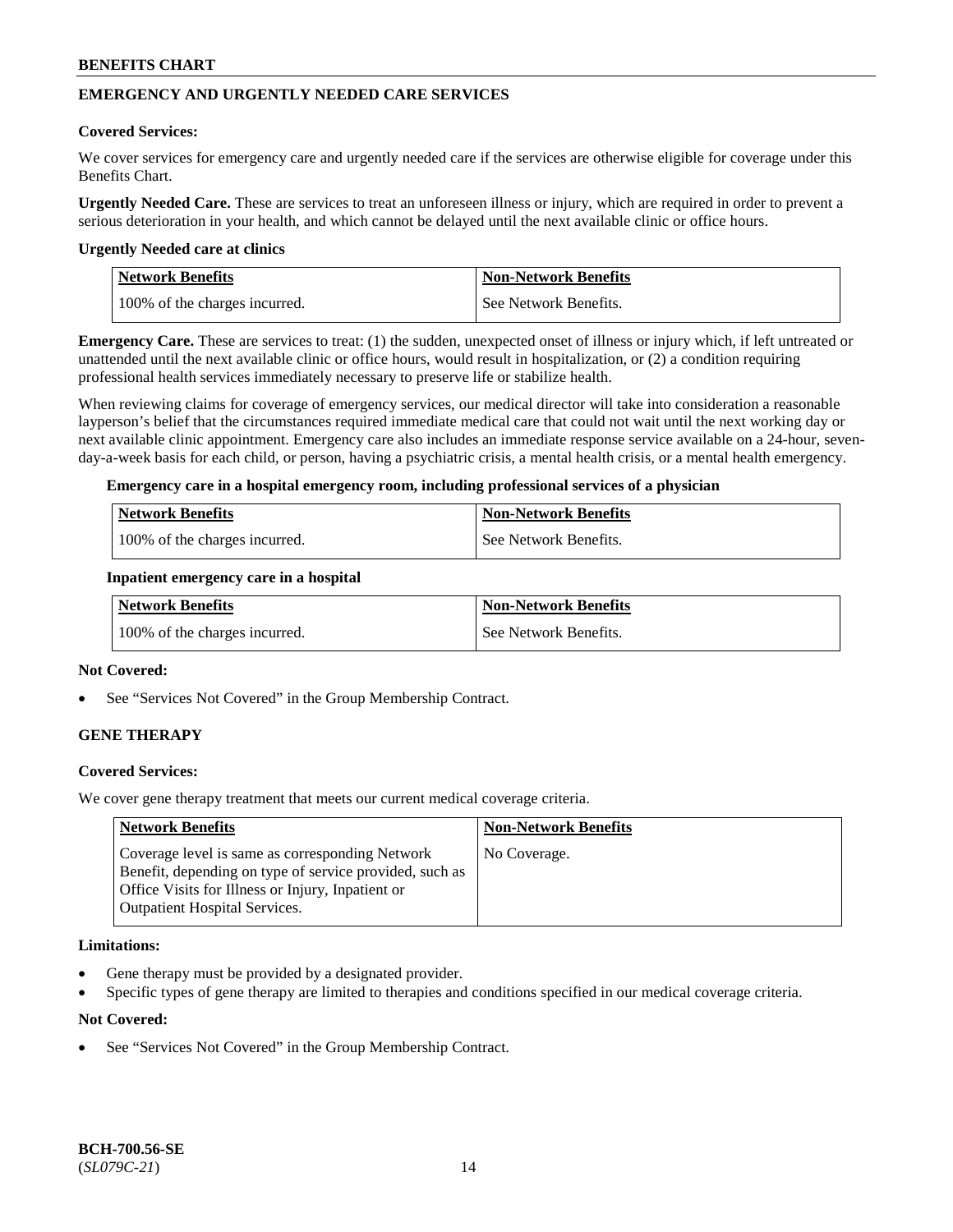## EMERGENCY AND URGENTLY NEEDED CARE SERVICES

**Covered Services:**

We cover services for emergency care and urgently needed care if the services are otherwise eligible for coverage under this Benefits Chart.

**Urgently Needed Care.** These are services to treat an unforeseen illness or injury, which are required in order to prevent a serious deterioration in your health, and which cannot be delayed until the next available clinic or office hours.

**Urgently Needed care at clinics**

| Network Benefits | Non-Network Benefits |
|---|---|
| 100% of the charges incurred. | See Network Benefits. |

**Emergency Care.** These are services to treat: (1) the sudden, unexpected onset of illness or injury which, if left untreated or unattended until the next available clinic or office hours, would result in hospitalization, or (2) a condition requiring professional health services immediately necessary to preserve life or stabilize health.

When reviewing claims for coverage of emergency services, our medical director will take into consideration a reasonable layperson's belief that the circumstances required immediate medical care that could not wait until the next working day or next available clinic appointment. Emergency care also includes an immediate response service available on a 24-hour, seven-day-a-week basis for each child, or person, having a psychiatric crisis, a mental health crisis, or a mental health emergency.

**Emergency care in a hospital emergency room, including professional services of a physician**

| Network Benefits | Non-Network Benefits |
|---|---|
| 100% of the charges incurred. | See Network Benefits. |

**Inpatient emergency care in a hospital**

| Network Benefits | Non-Network Benefits |
|---|---|
| 100% of the charges incurred. | See Network Benefits. |

**Not Covered:**

- See "Services Not Covered" in the Group Membership Contract.

## GENE THERAPY

**Covered Services:**

We cover gene therapy treatment that meets our current medical coverage criteria.

| Network Benefits | Non-Network Benefits |
|---|---|
| Coverage level is same as corresponding Network Benefit, depending on type of service provided, such as Office Visits for Illness or Injury, Inpatient or Outpatient Hospital Services. | No Coverage. |

**Limitations:**

- Gene therapy must be provided by a designated provider.
- Specific types of gene therapy are limited to therapies and conditions specified in our medical coverage criteria.

**Not Covered:**

- See "Services Not Covered" in the Group Membership Contract.

BCH-700.56-SE
(*SL079C-21*)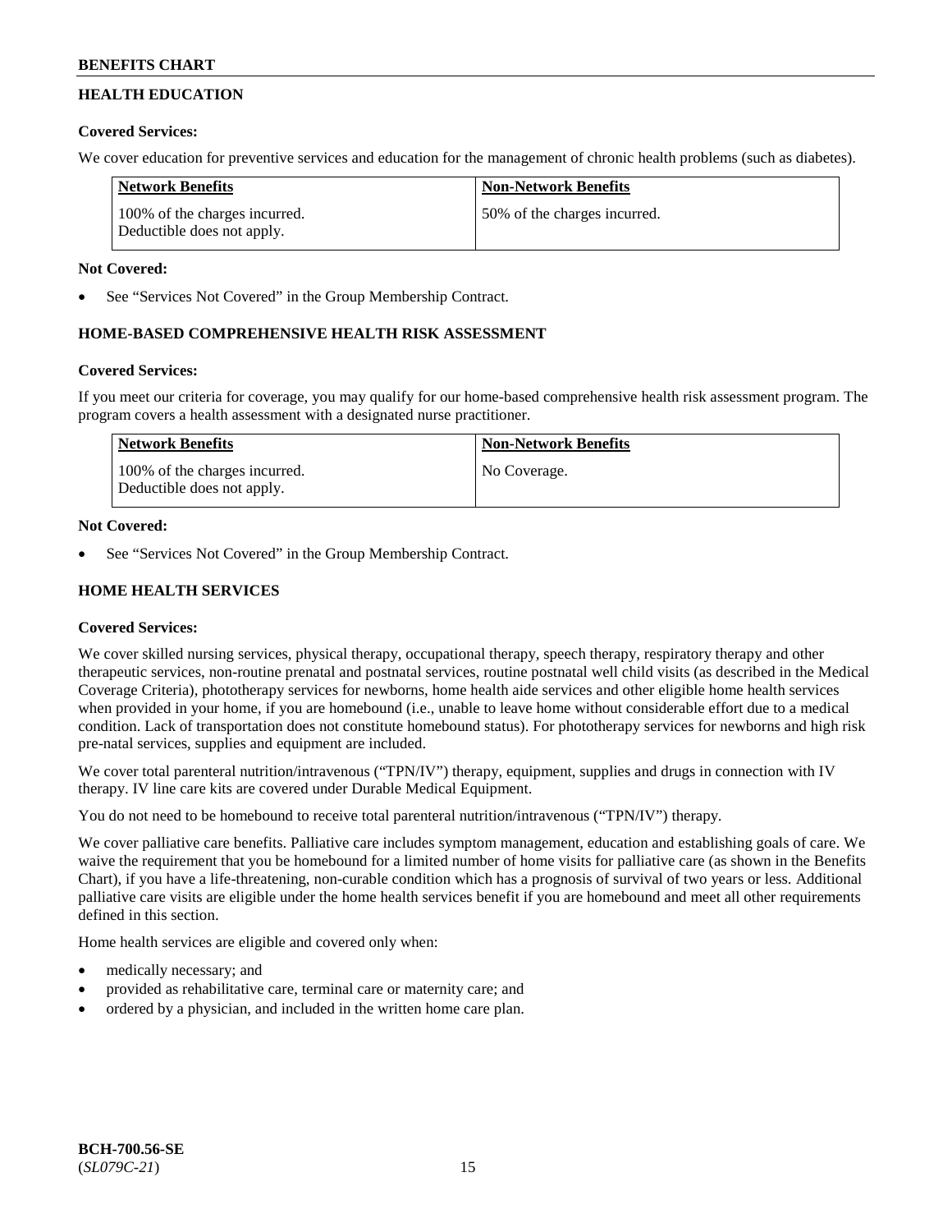## HEALTH EDUCATION

**Covered Services:**

We cover education for preventive services and education for the management of chronic health problems (such as diabetes).

| Network Benefits | Non-Network Benefits |
|---|---|
| 100% of the charges incurred. Deductible does not apply. | 50% of the charges incurred. |

**Not Covered:**

- See "Services Not Covered" in the Group Membership Contract.

## HOME-BASED COMPREHENSIVE HEALTH RISK ASSESSMENT

**Covered Services:**

If you meet our criteria for coverage, you may qualify for our home-based comprehensive health risk assessment program. The program covers a health assessment with a designated nurse practitioner.

| Network Benefits | Non-Network Benefits |
|---|---|
| 100% of the charges incurred. Deductible does not apply. | No Coverage. |

**Not Covered:**

- See "Services Not Covered" in the Group Membership Contract.

## HOME HEALTH SERVICES

**Covered Services:**

We cover skilled nursing services, physical therapy, occupational therapy, speech therapy, respiratory therapy and other therapeutic services, non-routine prenatal and postnatal services, routine postnatal well child visits (as described in the Medical Coverage Criteria), phototherapy services for newborns, home health aide services and other eligible home health services when provided in your home, if you are homebound (i.e., unable to leave home without considerable effort due to a medical condition. Lack of transportation does not constitute homebound status). For phototherapy services for newborns and high risk pre-natal services, supplies and equipment are included.

We cover total parenteral nutrition/intravenous ("TPN/IV") therapy, equipment, supplies and drugs in connection with IV therapy. IV line care kits are covered under Durable Medical Equipment.

You do not need to be homebound to receive total parenteral nutrition/intravenous ("TPN/IV") therapy.

We cover palliative care benefits. Palliative care includes symptom management, education and establishing goals of care. We waive the requirement that you be homebound for a limited number of home visits for palliative care (as shown in the Benefits Chart), if you have a life-threatening, non-curable condition which has a prognosis of survival of two years or less. Additional palliative care visits are eligible under the home health services benefit if you are homebound and meet all other requirements defined in this section.

Home health services are eligible and covered only when:

- medically necessary; and
- provided as rehabilitative care, terminal care or maternity care; and
- ordered by a physician, and included in the written home care plan.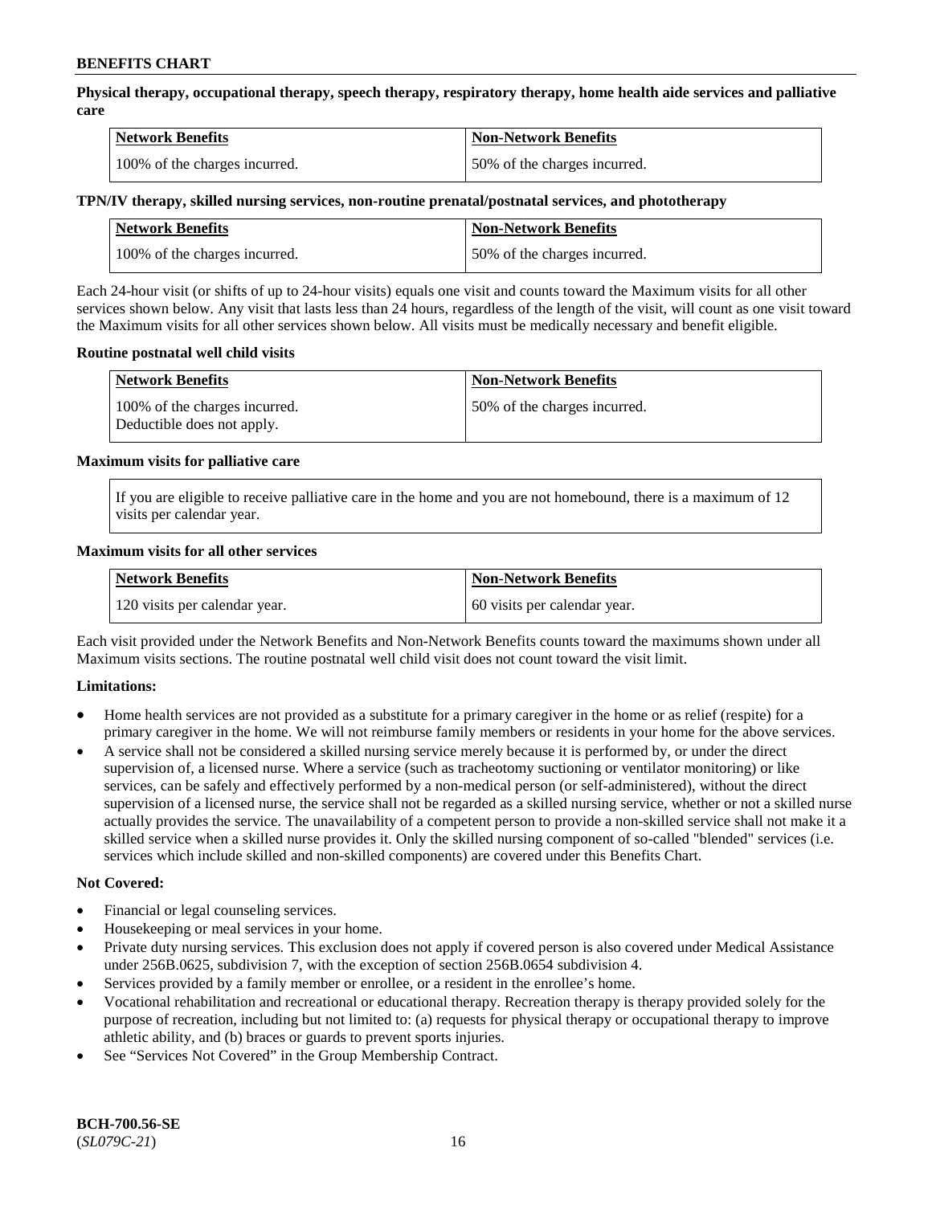**Physical therapy, occupational therapy, speech therapy, respiratory therapy, home health aide services and palliative care**

| Network Benefits | Non-Network Benefits |
|---|---|
| 100% of the charges incurred. | 50% of the charges incurred. |

**TPN/IV therapy, skilled nursing services, non-routine prenatal/postnatal services, and phototherapy**

| Network Benefits | Non-Network Benefits |
|---|---|
| 100% of the charges incurred. | 50% of the charges incurred. |

Each 24-hour visit (or shifts of up to 24-hour visits) equals one visit and counts toward the Maximum visits for all other services shown below. Any visit that lasts less than 24 hours, regardless of the length of the visit, will count as one visit toward the Maximum visits for all other services shown below. All visits must be medically necessary and benefit eligible.

**Routine postnatal well child visits**

| Network Benefits | Non-Network Benefits |
|---|---|
| 100% of the charges incurred. Deductible does not apply. | 50% of the charges incurred. |

**Maximum visits for palliative care**

If you are eligible to receive palliative care in the home and you are not homebound, there is a maximum of 12 visits per calendar year.

**Maximum visits for all other services**

| Network Benefits | Non-Network Benefits |
|---|---|
| 120 visits per calendar year. | 60 visits per calendar year. |

Each visit provided under the Network Benefits and Non-Network Benefits counts toward the maximums shown under all Maximum visits sections. The routine postnatal well child visit does not count toward the visit limit.

**Limitations:**

- Home health services are not provided as a substitute for a primary caregiver in the home or as relief (respite) for a primary caregiver in the home. We will not reimburse family members or residents in your home for the above services.
- A service shall not be considered a skilled nursing service merely because it is performed by, or under the direct supervision of, a licensed nurse. Where a service (such as tracheotomy suctioning or ventilator monitoring) or like services, can be safely and effectively performed by a non-medical person (or self-administered), without the direct supervision of a licensed nurse, the service shall not be regarded as a skilled nursing service, whether or not a skilled nurse actually provides the service. The unavailability of a competent person to provide a non-skilled service shall not make it a skilled service when a skilled nurse provides it. Only the skilled nursing component of so-called "blended" services (i.e. services which include skilled and non-skilled components) are covered under this Benefits Chart.

**Not Covered:**

- Financial or legal counseling services.
- Housekeeping or meal services in your home.
- Private duty nursing services. This exclusion does not apply if covered person is also covered under Medical Assistance under 256B.0625, subdivision 7, with the exception of section 256B.0654 subdivision 4.
- Services provided by a family member or enrollee, or a resident in the enrollee's home.
- Vocational rehabilitation and recreational or educational therapy. Recreation therapy is therapy provided solely for the purpose of recreation, including but not limited to: (a) requests for physical therapy or occupational therapy to improve athletic ability, and (b) braces or guards to prevent sports injuries.
- See "Services Not Covered" in the Group Membership Contract.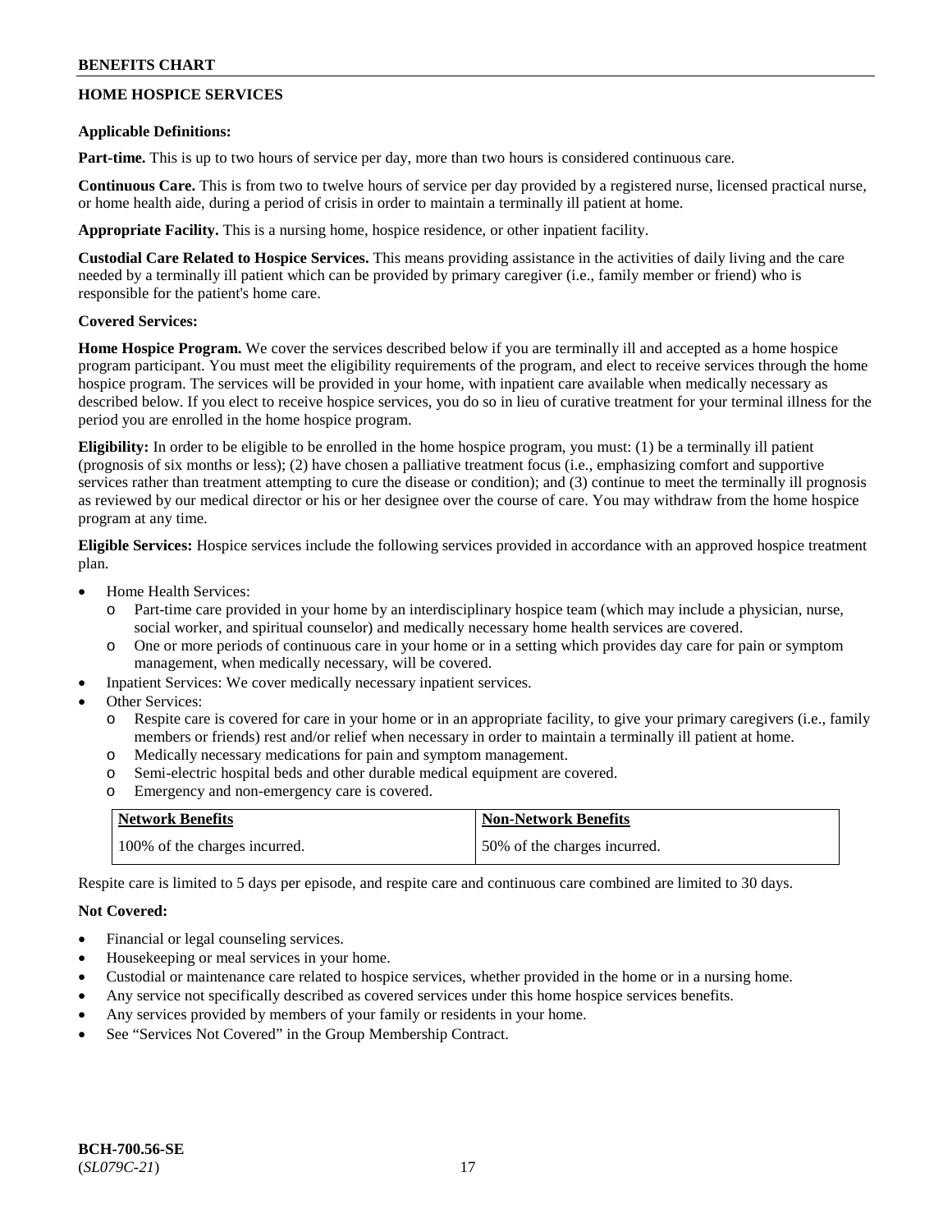## HOME HOSPICE SERVICES

**Applicable Definitions:**

**Part-time.** This is up to two hours of service per day, more than two hours is considered continuous care.

**Continuous Care.** This is from two to twelve hours of service per day provided by a registered nurse, licensed practical nurse, or home health aide, during a period of crisis in order to maintain a terminally ill patient at home.

**Appropriate Facility.** This is a nursing home, hospice residence, or other inpatient facility.

**Custodial Care Related to Hospice Services.** This means providing assistance in the activities of daily living and the care needed by a terminally ill patient which can be provided by primary caregiver (i.e., family member or friend) who is responsible for the patient's home care.

**Covered Services:**

**Home Hospice Program.** We cover the services described below if you are terminally ill and accepted as a home hospice program participant. You must meet the eligibility requirements of the program, and elect to receive services through the home hospice program. The services will be provided in your home, with inpatient care available when medically necessary as described below. If you elect to receive hospice services, you do so in lieu of curative treatment for your terminal illness for the period you are enrolled in the home hospice program.

**Eligibility:** In order to be eligible to be enrolled in the home hospice program, you must: (1) be a terminally ill patient (prognosis of six months or less); (2) have chosen a palliative treatment focus (i.e., emphasizing comfort and supportive services rather than treatment attempting to cure the disease or condition); and (3) continue to meet the terminally ill prognosis as reviewed by our medical director or his or her designee over the course of care. You may withdraw from the home hospice program at any time.

**Eligible Services:** Hospice services include the following services provided in accordance with an approved hospice treatment plan.

- Home Health Services:
  - Part-time care provided in your home by an interdisciplinary hospice team (which may include a physician, nurse, social worker, and spiritual counselor) and medically necessary home health services are covered.
  - One or more periods of continuous care in your home or in a setting which provides day care for pain or symptom management, when medically necessary, will be covered.
- Inpatient Services: We cover medically necessary inpatient services.
- Other Services:
  - Respite care is covered for care in your home or in an appropriate facility, to give your primary caregivers (i.e., family members or friends) rest and/or relief when necessary in order to maintain a terminally ill patient at home.
  - Medically necessary medications for pain and symptom management.
  - Semi-electric hospital beds and other durable medical equipment are covered.
  - Emergency and non-emergency care is covered.

| Network Benefits | Non-Network Benefits |
|---|---|
| 100% of the charges incurred. | 50% of the charges incurred. |

Respite care is limited to 5 days per episode, and respite care and continuous care combined are limited to 30 days.

**Not Covered:**

- Financial or legal counseling services.
- Housekeeping or meal services in your home.
- Custodial or maintenance care related to hospice services, whether provided in the home or in a nursing home.
- Any service not specifically described as covered services under this home hospice services benefits.
- Any services provided by members of your family or residents in your home.
- See "Services Not Covered" in the Group Membership Contract.

BCH-700.56-SE
(*SL079C-21*)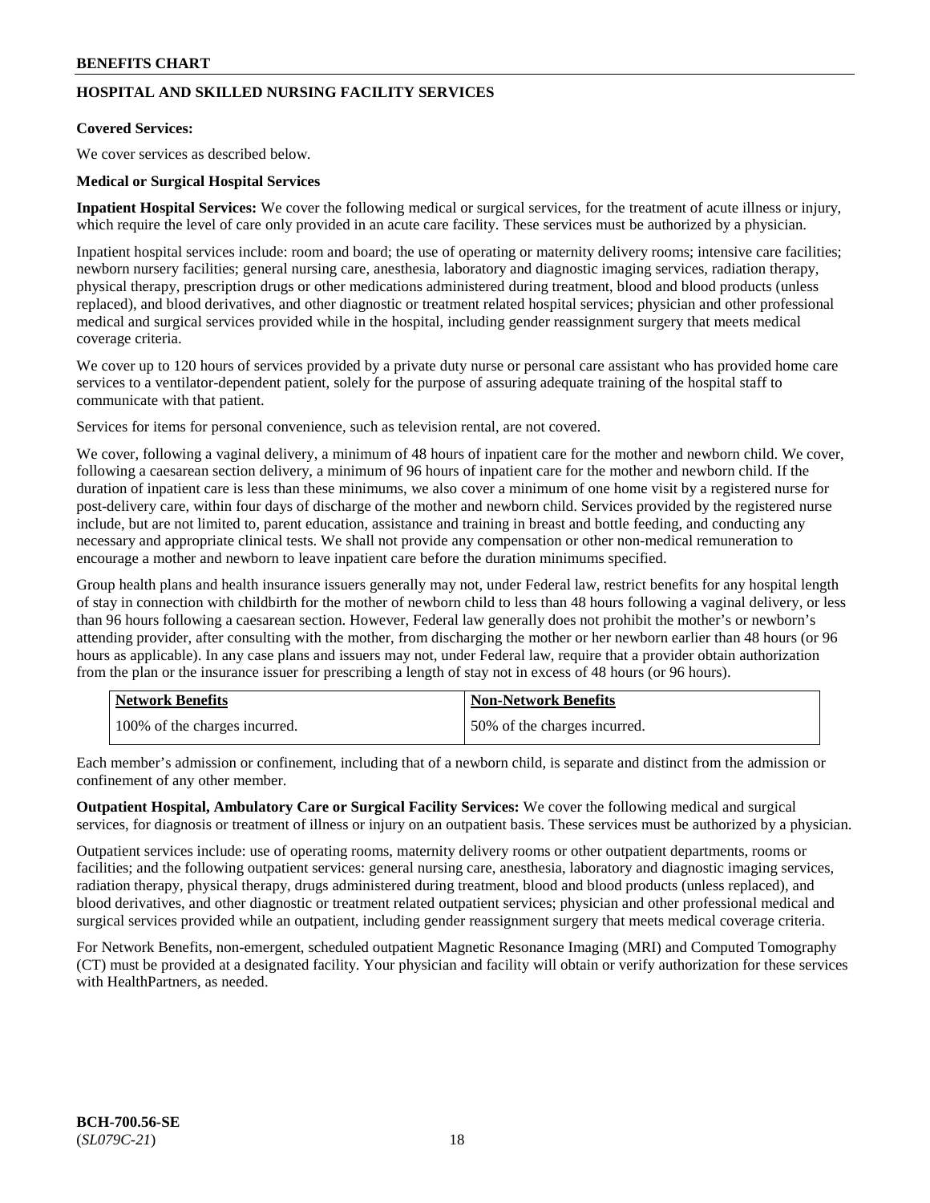## HOSPITAL AND SKILLED NURSING FACILITY SERVICES

**Covered Services:**

We cover services as described below.

**Medical or Surgical Hospital Services**

**Inpatient Hospital Services:** We cover the following medical or surgical services, for the treatment of acute illness or injury, which require the level of care only provided in an acute care facility. These services must be authorized by a physician.

Inpatient hospital services include: room and board; the use of operating or maternity delivery rooms; intensive care facilities; newborn nursery facilities; general nursing care, anesthesia, laboratory and diagnostic imaging services, radiation therapy, physical therapy, prescription drugs or other medications administered during treatment, blood and blood products (unless replaced), and blood derivatives, and other diagnostic or treatment related hospital services; physician and other professional medical and surgical services provided while in the hospital, including gender reassignment surgery that meets medical coverage criteria.

We cover up to 120 hours of services provided by a private duty nurse or personal care assistant who has provided home care services to a ventilator-dependent patient, solely for the purpose of assuring adequate training of the hospital staff to communicate with that patient.

Services for items for personal convenience, such as television rental, are not covered.

We cover, following a vaginal delivery, a minimum of 48 hours of inpatient care for the mother and newborn child. We cover, following a caesarean section delivery, a minimum of 96 hours of inpatient care for the mother and newborn child. If the duration of inpatient care is less than these minimums, we also cover a minimum of one home visit by a registered nurse for post-delivery care, within four days of discharge of the mother and newborn child. Services provided by the registered nurse include, but are not limited to, parent education, assistance and training in breast and bottle feeding, and conducting any necessary and appropriate clinical tests. We shall not provide any compensation or other non-medical remuneration to encourage a mother and newborn to leave inpatient care before the duration minimums specified.

Group health plans and health insurance issuers generally may not, under Federal law, restrict benefits for any hospital length of stay in connection with childbirth for the mother of newborn child to less than 48 hours following a vaginal delivery, or less than 96 hours following a caesarean section. However, Federal law generally does not prohibit the mother's or newborn's attending provider, after consulting with the mother, from discharging the mother or her newborn earlier than 48 hours (or 96 hours as applicable). In any case plans and issuers may not, under Federal law, require that a provider obtain authorization from the plan or the insurance issuer for prescribing a length of stay not in excess of 48 hours (or 96 hours).

| Network Benefits | Non-Network Benefits |
| --- | --- |
| 100% of the charges incurred. | 50% of the charges incurred. |

Each member's admission or confinement, including that of a newborn child, is separate and distinct from the admission or confinement of any other member.

**Outpatient Hospital, Ambulatory Care or Surgical Facility Services:** We cover the following medical and surgical services, for diagnosis or treatment of illness or injury on an outpatient basis. These services must be authorized by a physician.

Outpatient services include: use of operating rooms, maternity delivery rooms or other outpatient departments, rooms or facilities; and the following outpatient services: general nursing care, anesthesia, laboratory and diagnostic imaging services, radiation therapy, physical therapy, drugs administered during treatment, blood and blood products (unless replaced), and blood derivatives, and other diagnostic or treatment related outpatient services; physician and other professional medical and surgical services provided while an outpatient, including gender reassignment surgery that meets medical coverage criteria.

For Network Benefits, non-emergent, scheduled outpatient Magnetic Resonance Imaging (MRI) and Computed Tomography (CT) must be provided at a designated facility. Your physician and facility will obtain or verify authorization for these services with HealthPartners, as needed.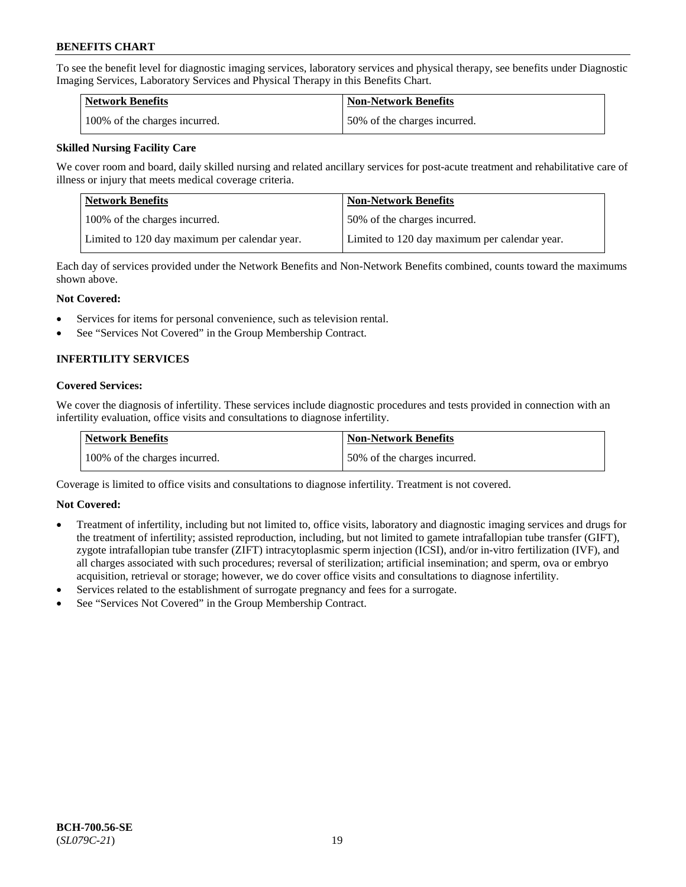To see the benefit level for diagnostic imaging services, laboratory services and physical therapy, see benefits under Diagnostic Imaging Services, Laboratory Services and Physical Therapy in this Benefits Chart.

| Network Benefits | Non-Network Benefits |
|---|---|
| 100% of the charges incurred. | 50% of the charges incurred. |

**Skilled Nursing Facility Care**

We cover room and board, daily skilled nursing and related ancillary services for post-acute treatment and rehabilitative care of illness or injury that meets medical coverage criteria.

| Network Benefits | Non-Network Benefits |
|---|---|
| 100% of the charges incurred. | 50% of the charges incurred. |
| Limited to 120 day maximum per calendar year. | Limited to 120 day maximum per calendar year. |

Each day of services provided under the Network Benefits and Non-Network Benefits combined, counts toward the maximums shown above.

**Not Covered:**

- Services for items for personal convenience, such as television rental.
- See "Services Not Covered" in the Group Membership Contract.

## INFERTILITY SERVICES

**Covered Services:**

We cover the diagnosis of infertility. These services include diagnostic procedures and tests provided in connection with an infertility evaluation, office visits and consultations to diagnose infertility.

| Network Benefits | Non-Network Benefits |
|---|---|
| 100% of the charges incurred. | 50% of the charges incurred. |

Coverage is limited to office visits and consultations to diagnose infertility. Treatment is not covered.

**Not Covered:**

- Treatment of infertility, including but not limited to, office visits, laboratory and diagnostic imaging services and drugs for the treatment of infertility; assisted reproduction, including, but not limited to gamete intrafallopian tube transfer (GIFT), zygote intrafallopian tube transfer (ZIFT) intracytoplasmic sperm injection (ICSI), and/or in-vitro fertilization (IVF), and all charges associated with such procedures; reversal of sterilization; artificial insemination; and sperm, ova or embryo acquisition, retrieval or storage; however, we do cover office visits and consultations to diagnose infertility.
- Services related to the establishment of surrogate pregnancy and fees for a surrogate.
- See "Services Not Covered" in the Group Membership Contract.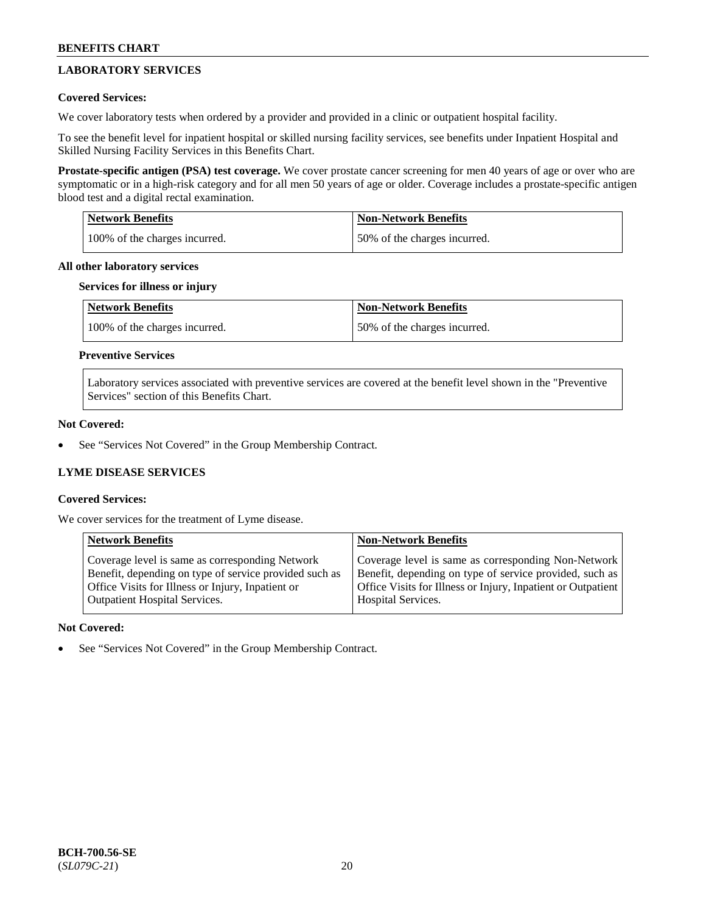## LABORATORY SERVICES

**Covered Services:**

We cover laboratory tests when ordered by a provider and provided in a clinic or outpatient hospital facility.

To see the benefit level for inpatient hospital or skilled nursing facility services, see benefits under Inpatient Hospital and Skilled Nursing Facility Services in this Benefits Chart.

**Prostate-specific antigen (PSA) test coverage.** We cover prostate cancer screening for men 40 years of age or over who are symptomatic or in a high-risk category and for all men 50 years of age or older. Coverage includes a prostate-specific antigen blood test and a digital rectal examination.

| Network Benefits | Non-Network Benefits |
|---|---|
| 100% of the charges incurred. | 50% of the charges incurred. |

**All other laboratory services**

**Services for illness or injury**

| Network Benefits | Non-Network Benefits |
|---|---|
| 100% of the charges incurred. | 50% of the charges incurred. |

**Preventive Services**

Laboratory services associated with preventive services are covered at the benefit level shown in the "Preventive Services" section of this Benefits Chart.

**Not Covered:**

- See "Services Not Covered" in the Group Membership Contract.

## LYME DISEASE SERVICES

**Covered Services:**

We cover services for the treatment of Lyme disease.

| Network Benefits | Non-Network Benefits |
|---|---|
| Coverage level is same as corresponding Network Benefit, depending on type of service provided such as Office Visits for Illness or Injury, Inpatient or Outpatient Hospital Services. | Coverage level is same as corresponding Non-Network Benefit, depending on type of service provided, such as Office Visits for Illness or Injury, Inpatient or Outpatient Hospital Services. |

**Not Covered:**

- See "Services Not Covered" in the Group Membership Contract.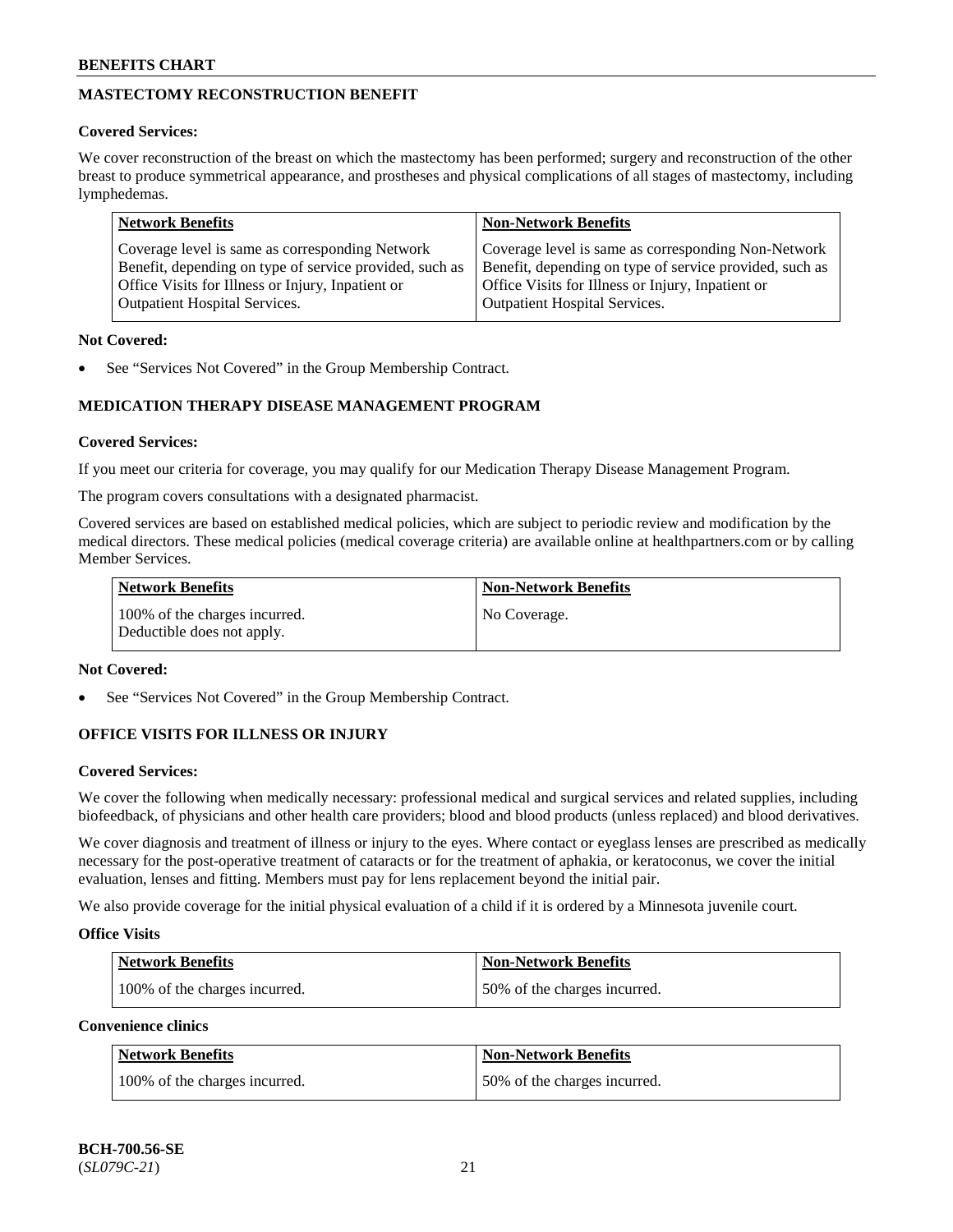## MASTECTOMY RECONSTRUCTION BENEFIT

**Covered Services:**

We cover reconstruction of the breast on which the mastectomy has been performed; surgery and reconstruction of the other breast to produce symmetrical appearance, and prostheses and physical complications of all stages of mastectomy, including lymphedemas.

| Network Benefits | Non-Network Benefits |
|---|---|
| Coverage level is same as corresponding Network Benefit, depending on type of service provided, such as Office Visits for Illness or Injury, Inpatient or Outpatient Hospital Services. | Coverage level is same as corresponding Non-Network Benefit, depending on type of service provided, such as Office Visits for Illness or Injury, Inpatient or Outpatient Hospital Services. |

**Not Covered:**

- See "Services Not Covered" in the Group Membership Contract.

## MEDICATION THERAPY DISEASE MANAGEMENT PROGRAM

**Covered Services:**

If you meet our criteria for coverage, you may qualify for our Medication Therapy Disease Management Program.

The program covers consultations with a designated pharmacist.

Covered services are based on established medical policies, which are subject to periodic review and modification by the medical directors. These medical policies (medical coverage criteria) are available online at healthpartners.com or by calling Member Services.

| Network Benefits | Non-Network Benefits |
|---|---|
| 100% of the charges incurred. Deductible does not apply. | No Coverage. |

**Not Covered:**

- See "Services Not Covered" in the Group Membership Contract.

## OFFICE VISITS FOR ILLNESS OR INJURY

**Covered Services:**

We cover the following when medically necessary: professional medical and surgical services and related supplies, including biofeedback, of physicians and other health care providers; blood and blood products (unless replaced) and blood derivatives.

We cover diagnosis and treatment of illness or injury to the eyes. Where contact or eyeglass lenses are prescribed as medically necessary for the post-operative treatment of cataracts or for the treatment of aphakia, or keratoconus, we cover the initial evaluation, lenses and fitting. Members must pay for lens replacement beyond the initial pair.

We also provide coverage for the initial physical evaluation of a child if it is ordered by a Minnesota juvenile court.

**Office Visits**

| Network Benefits | Non-Network Benefits |
|---|---|
| 100% of the charges incurred. | 50% of the charges incurred. |

**Convenience clinics**

| Network Benefits | Non-Network Benefits |
|---|---|
| 100% of the charges incurred. | 50% of the charges incurred. |

**BCH-700.56-SE**
(*SL079C-21*)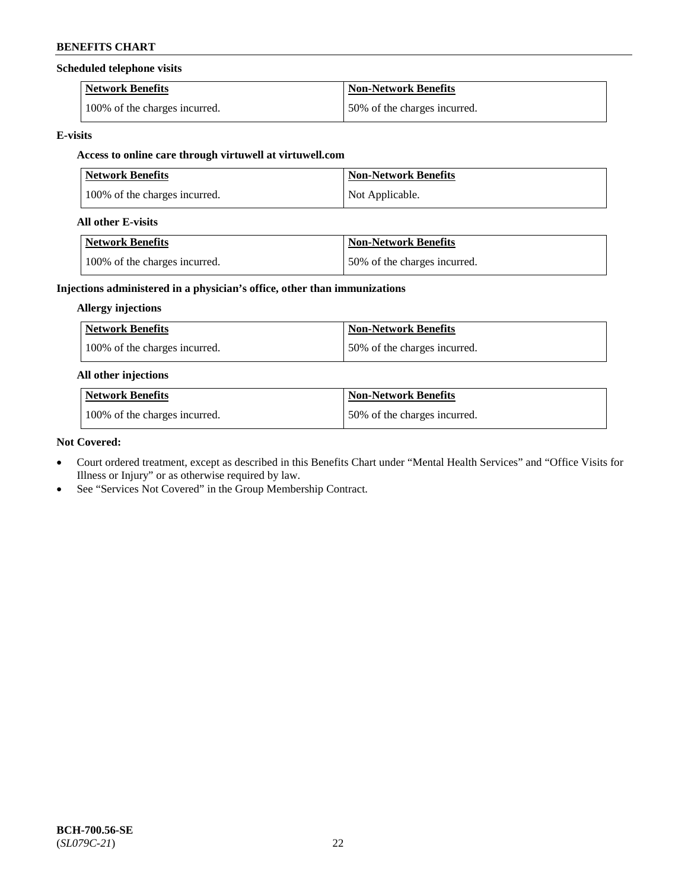**Scheduled telephone visits**

| Network Benefits | Non-Network Benefits |
|---|---|
| 100% of the charges incurred. | 50% of the charges incurred. |

**E-visits**

**Access to online care through virtuwell at virtuwell.com**

| Network Benefits | Non-Network Benefits |
|---|---|
| 100% of the charges incurred. | Not Applicable. |

**All other E-visits**

| Network Benefits | Non-Network Benefits |
|---|---|
| 100% of the charges incurred. | 50% of the charges incurred. |

**Injections administered in a physician's office, other than immunizations**

**Allergy injections**

| Network Benefits | Non-Network Benefits |
|---|---|
| 100% of the charges incurred. | 50% of the charges incurred. |

**All other injections**

| Network Benefits | Non-Network Benefits |
|---|---|
| 100% of the charges incurred. | 50% of the charges incurred. |

**Not Covered:**

- Court ordered treatment, except as described in this Benefits Chart under "Mental Health Services" and "Office Visits for Illness or Injury" or as otherwise required by law.
- See "Services Not Covered" in the Group Membership Contract.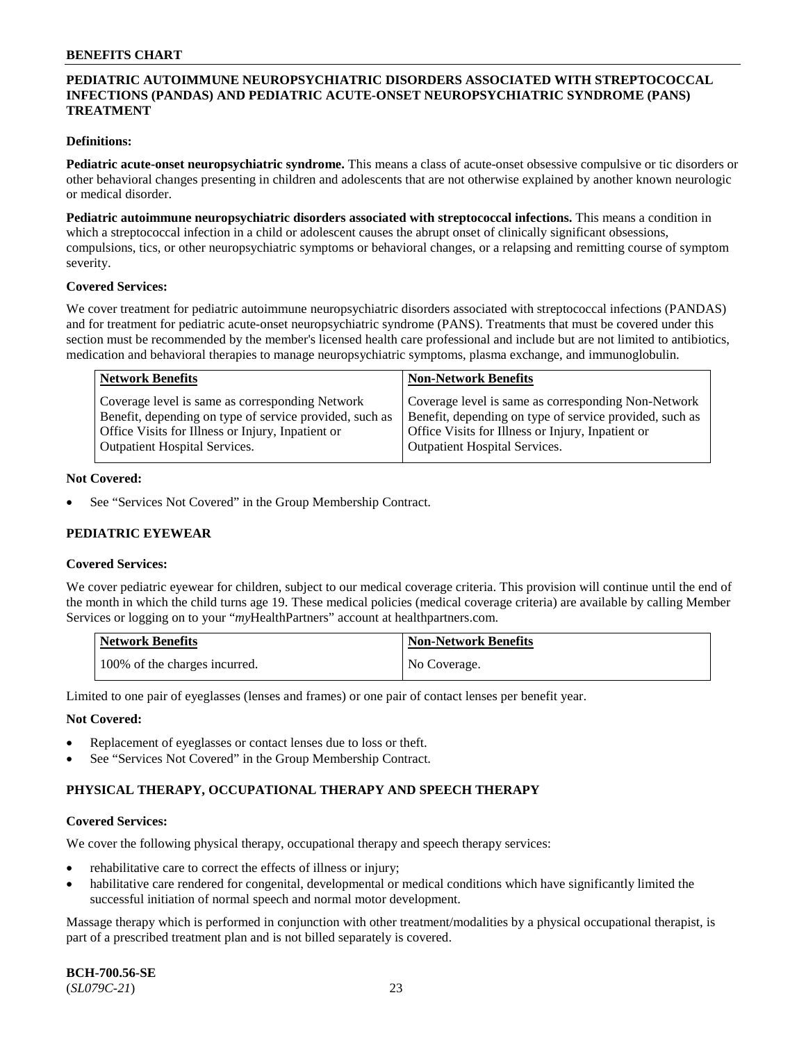## PEDIATRIC AUTOIMMUNE NEUROPSYCHIATRIC DISORDERS ASSOCIATED WITH STREPTOCOCCAL INFECTIONS (PANDAS) AND PEDIATRIC ACUTE-ONSET NEUROPSYCHIATRIC SYNDROME (PANS) TREATMENT

**Definitions:**

**Pediatric acute-onset neuropsychiatric syndrome.** This means a class of acute-onset obsessive compulsive or tic disorders or other behavioral changes presenting in children and adolescents that are not otherwise explained by another known neurologic or medical disorder.

**Pediatric autoimmune neuropsychiatric disorders associated with streptococcal infections.** This means a condition in which a streptococcal infection in a child or adolescent causes the abrupt onset of clinically significant obsessions, compulsions, tics, or other neuropsychiatric symptoms or behavioral changes, or a relapsing and remitting course of symptom severity.

**Covered Services:**

We cover treatment for pediatric autoimmune neuropsychiatric disorders associated with streptococcal infections (PANDAS) and for treatment for pediatric acute-onset neuropsychiatric syndrome (PANS). Treatments that must be covered under this section must be recommended by the member's licensed health care professional and include but are not limited to antibiotics, medication and behavioral therapies to manage neuropsychiatric symptoms, plasma exchange, and immunoglobulin.

| Network Benefits | Non-Network Benefits |
|---|---|
| Coverage level is same as corresponding Network Benefit, depending on type of service provided, such as Office Visits for Illness or Injury, Inpatient or Outpatient Hospital Services. | Coverage level is same as corresponding Non-Network Benefit, depending on type of service provided, such as Office Visits for Illness or Injury, Inpatient or Outpatient Hospital Services. |

**Not Covered:**

- See "Services Not Covered" in the Group Membership Contract.

## PEDIATRIC EYEWEAR

**Covered Services:**

We cover pediatric eyewear for children, subject to our medical coverage criteria. This provision will continue until the end of the month in which the child turns age 19. These medical policies (medical coverage criteria) are available by calling Member Services or logging on to your "*my*HealthPartners" account at healthpartners.com.

| Network Benefits | Non-Network Benefits |
|---|---|
| 100% of the charges incurred. | No Coverage. |

Limited to one pair of eyeglasses (lenses and frames) or one pair of contact lenses per benefit year.

**Not Covered:**

- Replacement of eyeglasses or contact lenses due to loss or theft.
- See "Services Not Covered" in the Group Membership Contract.

## PHYSICAL THERAPY, OCCUPATIONAL THERAPY AND SPEECH THERAPY

**Covered Services:**

We cover the following physical therapy, occupational therapy and speech therapy services:

- rehabilitative care to correct the effects of illness or injury;
- habilitative care rendered for congenital, developmental or medical conditions which have significantly limited the successful initiation of normal speech and normal motor development.

Massage therapy which is performed in conjunction with other treatment/modalities by a physical occupational therapist, is part of a prescribed treatment plan and is not billed separately is covered.

**BCH-700.56-SE**
(*SL079C-21*)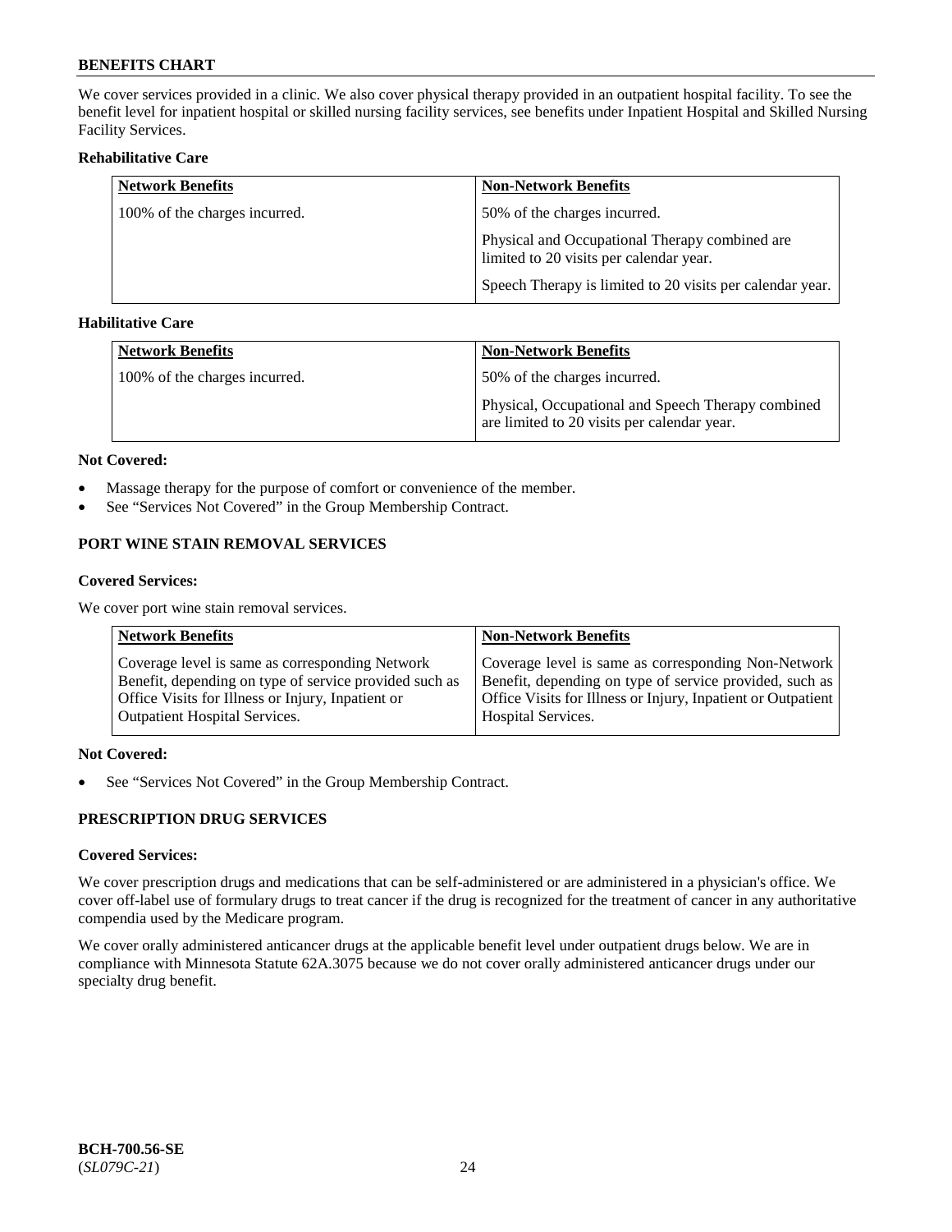We cover services provided in a clinic. We also cover physical therapy provided in an outpatient hospital facility. To see the benefit level for inpatient hospital or skilled nursing facility services, see benefits under Inpatient Hospital and Skilled Nursing Facility Services.

**Rehabilitative Care**

| Network Benefits | Non-Network Benefits |
|---|---|
| 100% of the charges incurred. | 50% of the charges incurred.<br><br>Physical and Occupational Therapy combined are limited to 20 visits per calendar year.<br><br>Speech Therapy is limited to 20 visits per calendar year. |

**Habilitative Care**

| Network Benefits | Non-Network Benefits |
|---|---|
| 100% of the charges incurred. | 50% of the charges incurred.<br><br>Physical, Occupational and Speech Therapy combined are limited to 20 visits per calendar year. |

**Not Covered:**

- Massage therapy for the purpose of comfort or convenience of the member.
- See "Services Not Covered" in the Group Membership Contract.

### PORT WINE STAIN REMOVAL SERVICES

**Covered Services:**

We cover port wine stain removal services.

| Network Benefits | Non-Network Benefits |
|---|---|
| Coverage level is same as corresponding Network Benefit, depending on type of service provided such as Office Visits for Illness or Injury, Inpatient or Outpatient Hospital Services. | Coverage level is same as corresponding Non-Network Benefit, depending on type of service provided, such as Office Visits for Illness or Injury, Inpatient or Outpatient Hospital Services. |

**Not Covered:**

- See "Services Not Covered" in the Group Membership Contract.

### PRESCRIPTION DRUG SERVICES

**Covered Services:**

We cover prescription drugs and medications that can be self-administered or are administered in a physician's office. We cover off-label use of formulary drugs to treat cancer if the drug is recognized for the treatment of cancer in any authoritative compendia used by the Medicare program.

We cover orally administered anticancer drugs at the applicable benefit level under outpatient drugs below. We are in compliance with Minnesota Statute 62A.3075 because we do not cover orally administered anticancer drugs under our specialty drug benefit.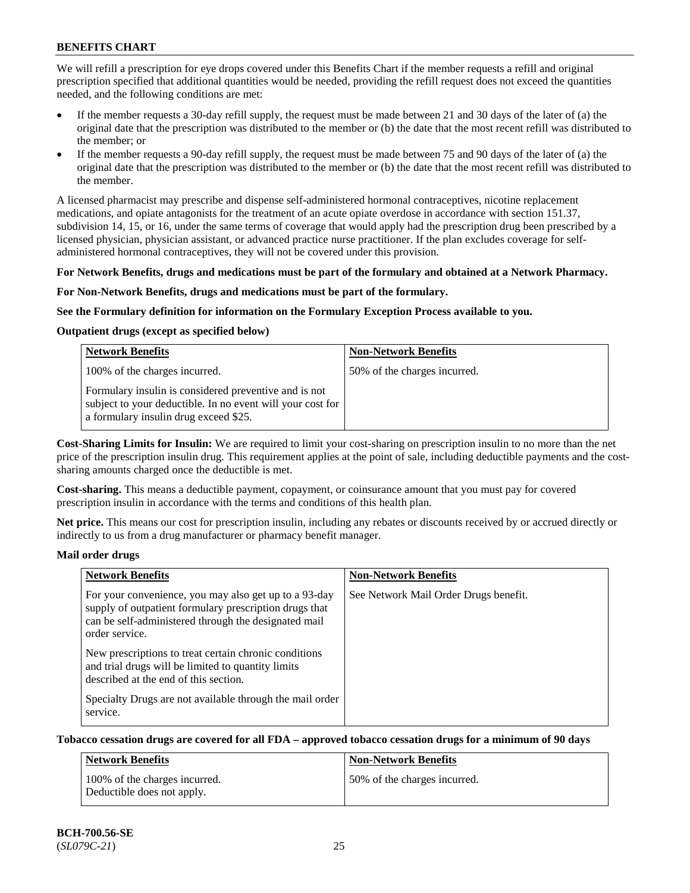We will refill a prescription for eye drops covered under this Benefits Chart if the member requests a refill and original prescription specified that additional quantities would be needed, providing the refill request does not exceed the quantities needed, and the following conditions are met:

- If the member requests a 30-day refill supply, the request must be made between 21 and 30 days of the later of (a) the original date that the prescription was distributed to the member or (b) the date that the most recent refill was distributed to the member; or
- If the member requests a 90-day refill supply, the request must be made between 75 and 90 days of the later of (a) the original date that the prescription was distributed to the member or (b) the date that the most recent refill was distributed to the member.

A licensed pharmacist may prescribe and dispense self-administered hormonal contraceptives, nicotine replacement medications, and opiate antagonists for the treatment of an acute opiate overdose in accordance with section 151.37, subdivision 14, 15, or 16, under the same terms of coverage that would apply had the prescription drug been prescribed by a licensed physician, physician assistant, or advanced practice nurse practitioner. If the plan excludes coverage for self-administered hormonal contraceptives, they will not be covered under this provision.

**For Network Benefits, drugs and medications must be part of the formulary and obtained at a Network Pharmacy.**

**For Non-Network Benefits, drugs and medications must be part of the formulary.**

**See the Formulary definition for information on the Formulary Exception Process available to you.**

**Outpatient drugs (except as specified below)**

| Network Benefits | Non-Network Benefits |
|---|---|
| 100% of the charges incurred.<br><br>Formulary insulin is considered preventive and is not subject to your deductible. In no event will your cost for a formulary insulin drug exceed $25. | 50% of the charges incurred. |

**Cost-Sharing Limits for Insulin:** We are required to limit your cost-sharing on prescription insulin to no more than the net price of the prescription insulin drug. This requirement applies at the point of sale, including deductible payments and the cost-sharing amounts charged once the deductible is met.

**Cost-sharing.** This means a deductible payment, copayment, or coinsurance amount that you must pay for covered prescription insulin in accordance with the terms and conditions of this health plan.

**Net price.** This means our cost for prescription insulin, including any rebates or discounts received by or accrued directly or indirectly to us from a drug manufacturer or pharmacy benefit manager.

**Mail order drugs**

| Network Benefits | Non-Network Benefits |
|---|---|
| For your convenience, you may also get up to a 93-day supply of outpatient formulary prescription drugs that can be self-administered through the designated mail order service.<br><br>New prescriptions to treat certain chronic conditions and trial drugs will be limited to quantity limits described at the end of this section.<br><br>Specialty Drugs are not available through the mail order service. | See Network Mail Order Drugs benefit. |

**Tobacco cessation drugs are covered for all FDA – approved tobacco cessation drugs for a minimum of 90 days**

| Network Benefits | Non-Network Benefits |
|---|---|
| 100% of the charges incurred.<br>Deductible does not apply. | 50% of the charges incurred. |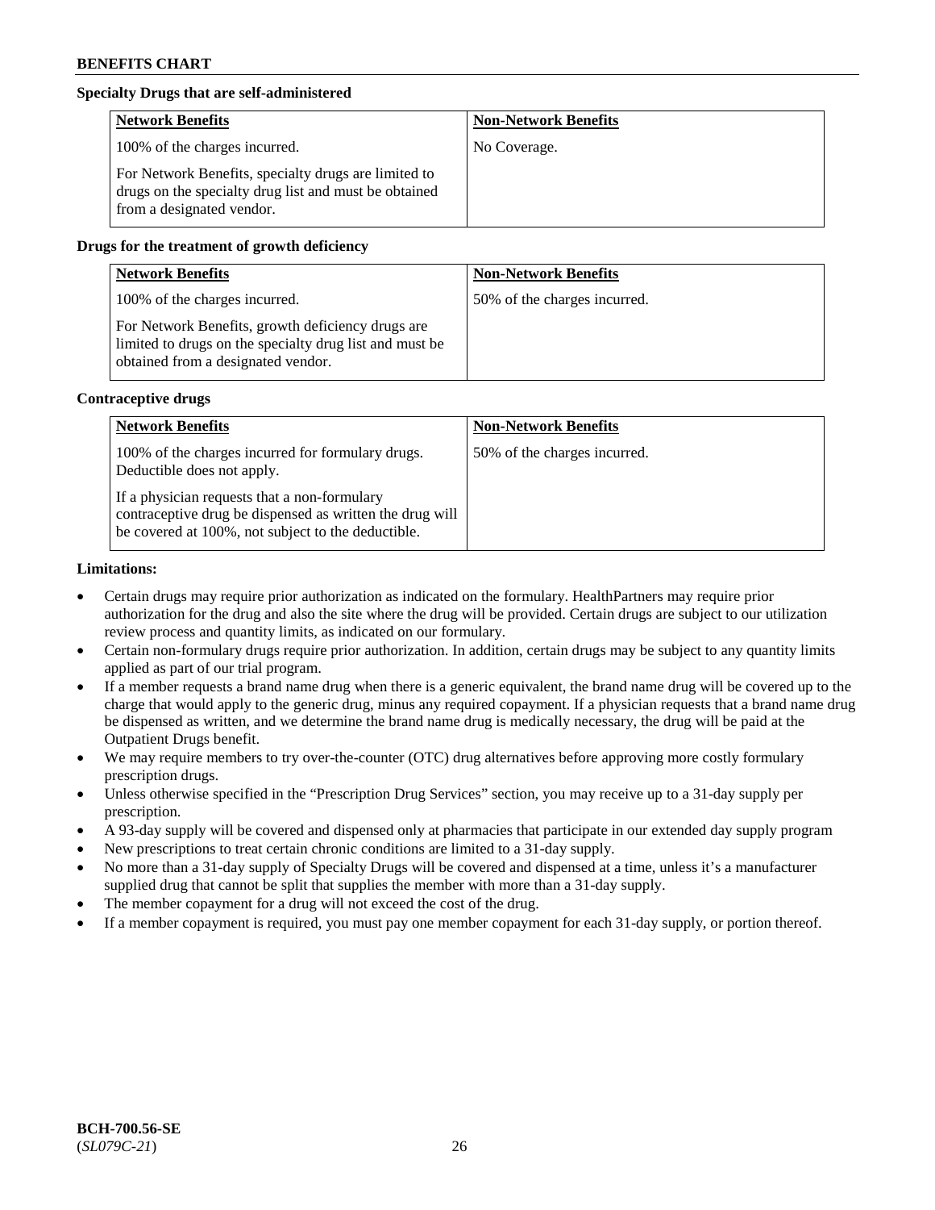**Specialty Drugs that are self-administered**

| Network Benefits | Non-Network Benefits |
| --- | --- |
| 100% of the charges incurred.<br><br>For Network Benefits, specialty drugs are limited to drugs on the specialty drug list and must be obtained from a designated vendor. | No Coverage. |

**Drugs for the treatment of growth deficiency**

| Network Benefits | Non-Network Benefits |
| --- | --- |
| 100% of the charges incurred.<br><br>For Network Benefits, growth deficiency drugs are limited to drugs on the specialty drug list and must be obtained from a designated vendor. | 50% of the charges incurred. |

**Contraceptive drugs**

| Network Benefits | Non-Network Benefits |
| --- | --- |
| 100% of the charges incurred for formulary drugs. Deductible does not apply.<br><br>If a physician requests that a non-formulary contraceptive drug be dispensed as written the drug will be covered at 100%, not subject to the deductible. | 50% of the charges incurred. |

**Limitations:**

- Certain drugs may require prior authorization as indicated on the formulary. HealthPartners may require prior authorization for the drug and also the site where the drug will be provided. Certain drugs are subject to our utilization review process and quantity limits, as indicated on our formulary.
- Certain non-formulary drugs require prior authorization. In addition, certain drugs may be subject to any quantity limits applied as part of our trial program.
- If a member requests a brand name drug when there is a generic equivalent, the brand name drug will be covered up to the charge that would apply to the generic drug, minus any required copayment. If a physician requests that a brand name drug be dispensed as written, and we determine the brand name drug is medically necessary, the drug will be paid at the Outpatient Drugs benefit.
- We may require members to try over-the-counter (OTC) drug alternatives before approving more costly formulary prescription drugs.
- Unless otherwise specified in the "Prescription Drug Services" section, you may receive up to a 31-day supply per prescription.
- A 93-day supply will be covered and dispensed only at pharmacies that participate in our extended day supply program
- New prescriptions to treat certain chronic conditions are limited to a 31-day supply.
- No more than a 31-day supply of Specialty Drugs will be covered and dispensed at a time, unless it's a manufacturer supplied drug that cannot be split that supplies the member with more than a 31-day supply.
- The member copayment for a drug will not exceed the cost of the drug.
- If a member copayment is required, you must pay one member copayment for each 31-day supply, or portion thereof.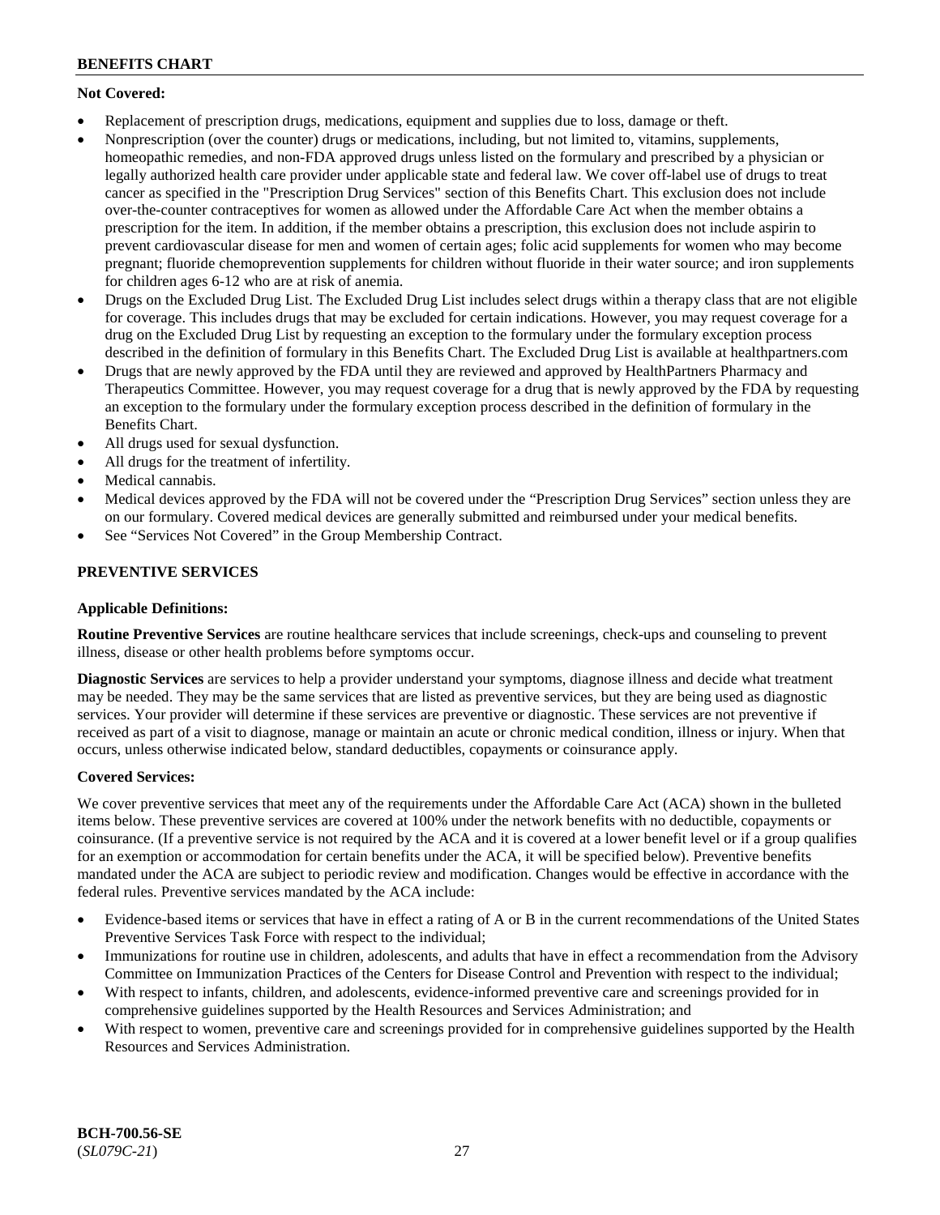**Not Covered:**

- Replacement of prescription drugs, medications, equipment and supplies due to loss, damage or theft.
- Nonprescription (over the counter) drugs or medications, including, but not limited to, vitamins, supplements, homeopathic remedies, and non-FDA approved drugs unless listed on the formulary and prescribed by a physician or legally authorized health care provider under applicable state and federal law. We cover off-label use of drugs to treat cancer as specified in the "Prescription Drug Services" section of this Benefits Chart. This exclusion does not include over-the-counter contraceptives for women as allowed under the Affordable Care Act when the member obtains a prescription for the item. In addition, if the member obtains a prescription, this exclusion does not include aspirin to prevent cardiovascular disease for men and women of certain ages; folic acid supplements for women who may become pregnant; fluoride chemoprevention supplements for children without fluoride in their water source; and iron supplements for children ages 6-12 who are at risk of anemia.
- Drugs on the Excluded Drug List. The Excluded Drug List includes select drugs within a therapy class that are not eligible for coverage. This includes drugs that may be excluded for certain indications. However, you may request coverage for a drug on the Excluded Drug List by requesting an exception to the formulary under the formulary exception process described in the definition of formulary in this Benefits Chart. The Excluded Drug List is available at healthpartners.com
- Drugs that are newly approved by the FDA until they are reviewed and approved by HealthPartners Pharmacy and Therapeutics Committee. However, you may request coverage for a drug that is newly approved by the FDA by requesting an exception to the formulary under the formulary exception process described in the definition of formulary in the Benefits Chart.
- All drugs used for sexual dysfunction.
- All drugs for the treatment of infertility.
- Medical cannabis.
- Medical devices approved by the FDA will not be covered under the "Prescription Drug Services" section unless they are on our formulary. Covered medical devices are generally submitted and reimbursed under your medical benefits.
- See "Services Not Covered" in the Group Membership Contract.

## PREVENTIVE SERVICES

**Applicable Definitions:**

**Routine Preventive Services** are routine healthcare services that include screenings, check-ups and counseling to prevent illness, disease or other health problems before symptoms occur.

**Diagnostic Services** are services to help a provider understand your symptoms, diagnose illness and decide what treatment may be needed. They may be the same services that are listed as preventive services, but they are being used as diagnostic services. Your provider will determine if these services are preventive or diagnostic. These services are not preventive if received as part of a visit to diagnose, manage or maintain an acute or chronic medical condition, illness or injury. When that occurs, unless otherwise indicated below, standard deductibles, copayments or coinsurance apply.

**Covered Services:**

We cover preventive services that meet any of the requirements under the Affordable Care Act (ACA) shown in the bulleted items below. These preventive services are covered at 100% under the network benefits with no deductible, copayments or coinsurance. (If a preventive service is not required by the ACA and it is covered at a lower benefit level or if a group qualifies for an exemption or accommodation for certain benefits under the ACA, it will be specified below). Preventive benefits mandated under the ACA are subject to periodic review and modification. Changes would be effective in accordance with the federal rules. Preventive services mandated by the ACA include:

- Evidence-based items or services that have in effect a rating of A or B in the current recommendations of the United States Preventive Services Task Force with respect to the individual;
- Immunizations for routine use in children, adolescents, and adults that have in effect a recommendation from the Advisory Committee on Immunization Practices of the Centers for Disease Control and Prevention with respect to the individual;
- With respect to infants, children, and adolescents, evidence-informed preventive care and screenings provided for in comprehensive guidelines supported by the Health Resources and Services Administration; and
- With respect to women, preventive care and screenings provided for in comprehensive guidelines supported by the Health Resources and Services Administration.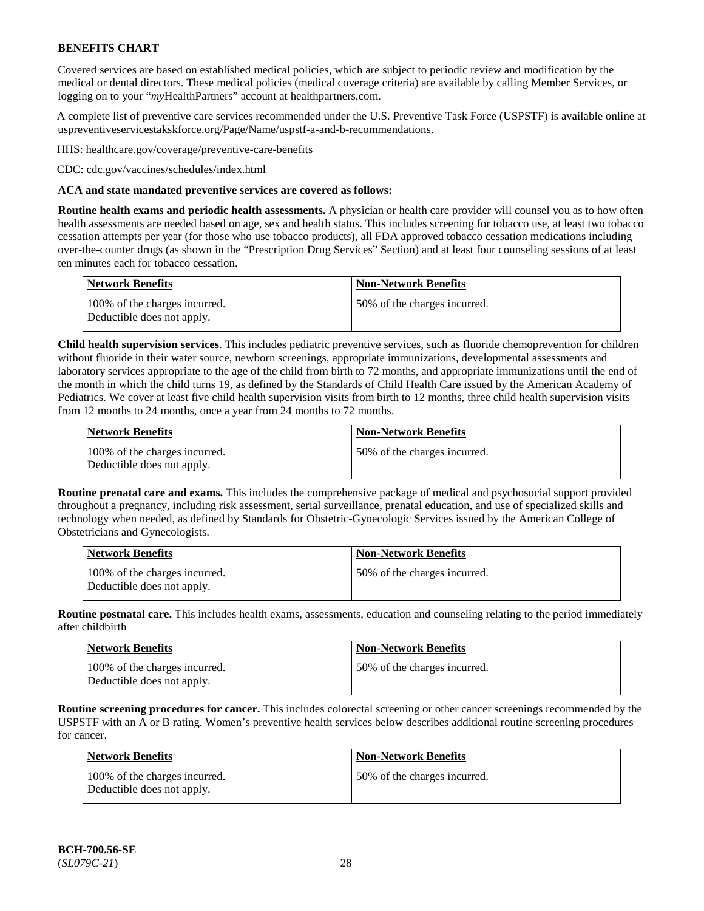Covered services are based on established medical policies, which are subject to periodic review and modification by the medical or dental directors. These medical policies (medical coverage criteria) are available by calling Member Services, or logging on to your "*my*HealthPartners" account at healthpartners.com.

A complete list of preventive care services recommended under the U.S. Preventive Task Force (USPSTF) is available online at uspreventiveservicestakskforce.org/Page/Name/uspstf-a-and-b-recommendations.

HHS: healthcare.gov/coverage/preventive-care-benefits

CDC: cdc.gov/vaccines/schedules/index.html

**ACA and state mandated preventive services are covered as follows:**

**Routine health exams and periodic health assessments.** A physician or health care provider will counsel you as to how often health assessments are needed based on age, sex and health status. This includes screening for tobacco use, at least two tobacco cessation attempts per year (for those who use tobacco products), all FDA approved tobacco cessation medications including over-the-counter drugs (as shown in the "Prescription Drug Services" Section) and at least four counseling sessions of at least ten minutes each for tobacco cessation.

| Network Benefits | Non-Network Benefits |
|---|---|
| 100% of the charges incurred. Deductible does not apply. | 50% of the charges incurred. |

**Child health supervision services**. This includes pediatric preventive services, such as fluoride chemoprevention for children without fluoride in their water source, newborn screenings, appropriate immunizations, developmental assessments and laboratory services appropriate to the age of the child from birth to 72 months, and appropriate immunizations until the end of the month in which the child turns 19, as defined by the Standards of Child Health Care issued by the American Academy of Pediatrics. We cover at least five child health supervision visits from birth to 12 months, three child health supervision visits from 12 months to 24 months, once a year from 24 months to 72 months.

| Network Benefits | Non-Network Benefits |
|---|---|
| 100% of the charges incurred. Deductible does not apply. | 50% of the charges incurred. |

**Routine prenatal care and exams.** This includes the comprehensive package of medical and psychosocial support provided throughout a pregnancy, including risk assessment, serial surveillance, prenatal education, and use of specialized skills and technology when needed, as defined by Standards for Obstetric-Gynecologic Services issued by the American College of Obstetricians and Gynecologists.

| Network Benefits | Non-Network Benefits |
|---|---|
| 100% of the charges incurred. Deductible does not apply. | 50% of the charges incurred. |

**Routine postnatal care.** This includes health exams, assessments, education and counseling relating to the period immediately after childbirth

| Network Benefits | Non-Network Benefits |
|---|---|
| 100% of the charges incurred. Deductible does not apply. | 50% of the charges incurred. |

**Routine screening procedures for cancer.** This includes colorectal screening or other cancer screenings recommended by the USPSTF with an A or B rating. Women's preventive health services below describes additional routine screening procedures for cancer.

| Network Benefits | Non-Network Benefits |
|---|---|
| 100% of the charges incurred. Deductible does not apply. | 50% of the charges incurred. |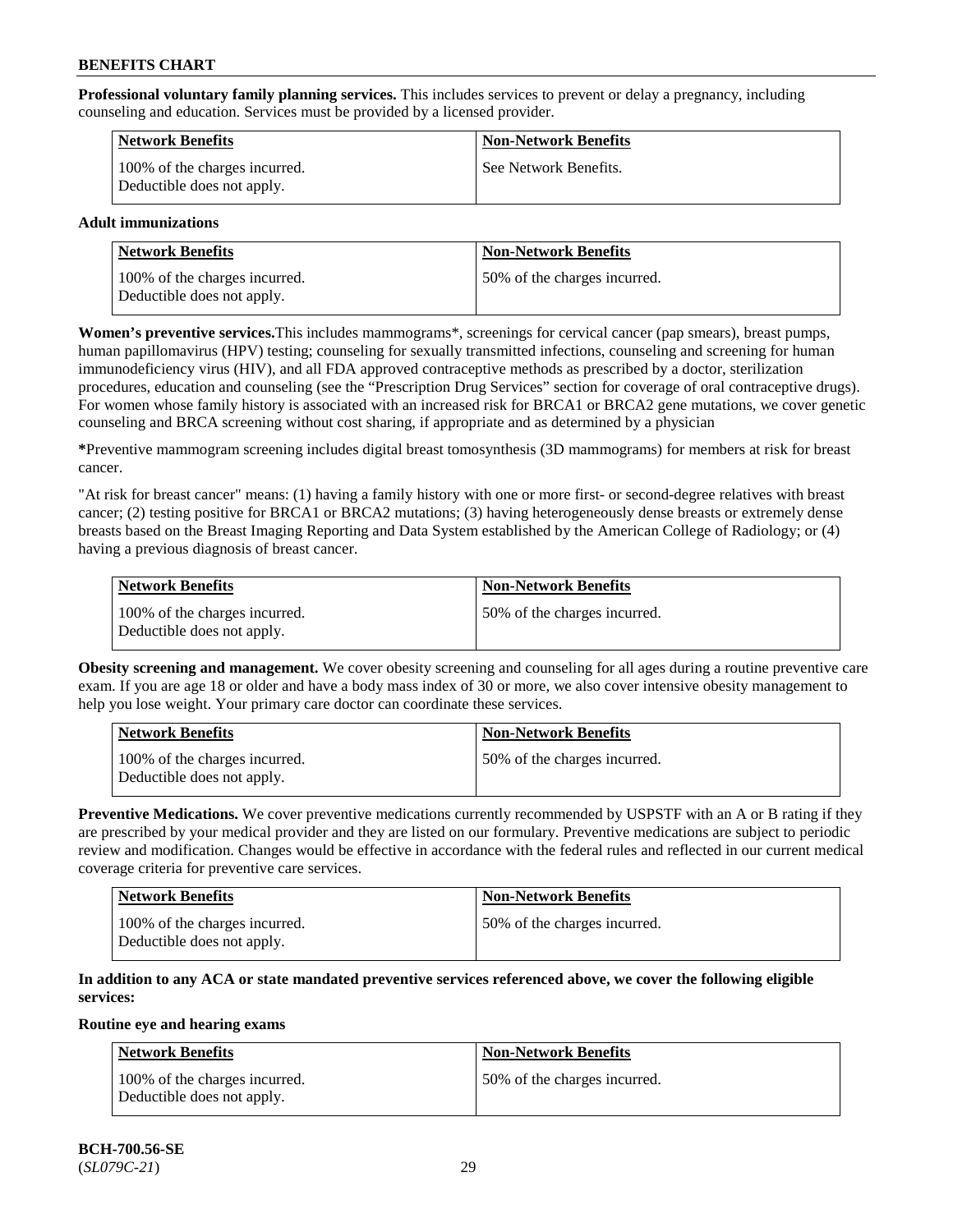**Professional voluntary family planning services.** This includes services to prevent or delay a pregnancy, including counseling and education. Services must be provided by a licensed provider.

| Network Benefits | Non-Network Benefits |
| --- | --- |
| 100% of the charges incurred. Deductible does not apply. | See Network Benefits. |

**Adult immunizations**

| Network Benefits | Non-Network Benefits |
| --- | --- |
| 100% of the charges incurred. Deductible does not apply. | 50% of the charges incurred. |

**Women's preventive services.**This includes mammograms*, screenings for cervical cancer (pap smears), breast pumps, human papillomavirus (HPV) testing; counseling for sexually transmitted infections, counseling and screening for human immunodeficiency virus (HIV), and all FDA approved contraceptive methods as prescribed by a doctor, sterilization procedures, education and counseling (see the "Prescription Drug Services" section for coverage of oral contraceptive drugs). For women whose family history is associated with an increased risk for BRCA1 or BRCA2 gene mutations, we cover genetic counseling and BRCA screening without cost sharing, if appropriate and as determined by a physician

***Preventive mammogram screening includes digital breast tomosynthesis (3D mammograms) for members at risk for breast cancer.

"At risk for breast cancer" means: (1) having a family history with one or more first- or second-degree relatives with breast cancer; (2) testing positive for BRCA1 or BRCA2 mutations; (3) having heterogeneously dense breasts or extremely dense breasts based on the Breast Imaging Reporting and Data System established by the American College of Radiology; or (4) having a previous diagnosis of breast cancer.

| Network Benefits | Non-Network Benefits |
| --- | --- |
| 100% of the charges incurred. Deductible does not apply. | 50% of the charges incurred. |

**Obesity screening and management.** We cover obesity screening and counseling for all ages during a routine preventive care exam. If you are age 18 or older and have a body mass index of 30 or more, we also cover intensive obesity management to help you lose weight. Your primary care doctor can coordinate these services.

| Network Benefits | Non-Network Benefits |
| --- | --- |
| 100% of the charges incurred. Deductible does not apply. | 50% of the charges incurred. |

**Preventive Medications.** We cover preventive medications currently recommended by USPSTF with an A or B rating if they are prescribed by your medical provider and they are listed on our formulary. Preventive medications are subject to periodic review and modification. Changes would be effective in accordance with the federal rules and reflected in our current medical coverage criteria for preventive care services.

| Network Benefits | Non-Network Benefits |
| --- | --- |
| 100% of the charges incurred. Deductible does not apply. | 50% of the charges incurred. |

**In addition to any ACA or state mandated preventive services referenced above, we cover the following eligible services:**

**Routine eye and hearing exams**

| Network Benefits | Non-Network Benefits |
| --- | --- |
| 100% of the charges incurred. Deductible does not apply. | 50% of the charges incurred. |

**BCH-700.56-SE**
(*SL079C-21*)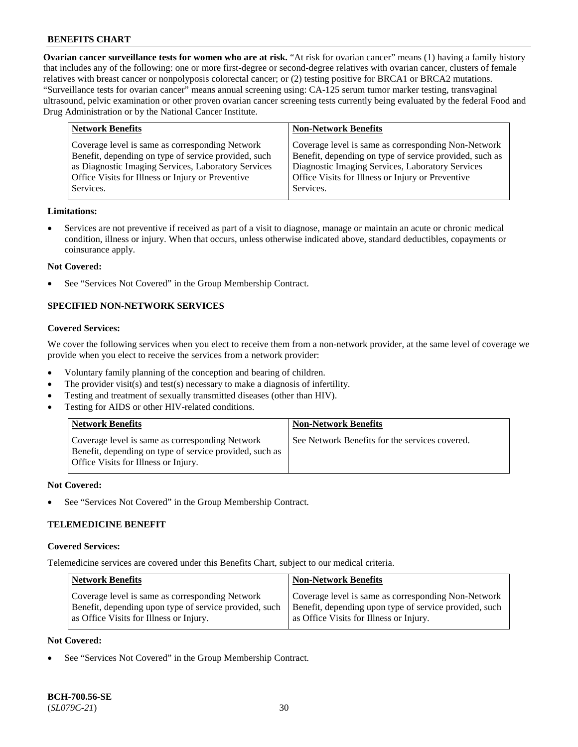**Ovarian cancer surveillance tests for women who are at risk.** "At risk for ovarian cancer" means (1) having a family history that includes any of the following: one or more first-degree or second-degree relatives with ovarian cancer, clusters of female relatives with breast cancer or nonpolyposis colorectal cancer; or (2) testing positive for BRCA1 or BRCA2 mutations. "Surveillance tests for ovarian cancer" means annual screening using: CA-125 serum tumor marker testing, transvaginal ultrasound, pelvic examination or other proven ovarian cancer screening tests currently being evaluated by the federal Food and Drug Administration or by the National Cancer Institute.

| Network Benefits | Non-Network Benefits |
|---|---|
| Coverage level is same as corresponding Network Benefit, depending on type of service provided, such as Diagnostic Imaging Services, Laboratory Services Office Visits for Illness or Injury or Preventive Services. | Coverage level is same as corresponding Non-Network Benefit, depending on type of service provided, such as Diagnostic Imaging Services, Laboratory Services Office Visits for Illness or Injury or Preventive Services. |

**Limitations:**

- Services are not preventive if received as part of a visit to diagnose, manage or maintain an acute or chronic medical condition, illness or injury. When that occurs, unless otherwise indicated above, standard deductibles, copayments or coinsurance apply.

**Not Covered:**

- See "Services Not Covered" in the Group Membership Contract.

## SPECIFIED NON-NETWORK SERVICES

**Covered Services:**

We cover the following services when you elect to receive them from a non-network provider, at the same level of coverage we provide when you elect to receive the services from a network provider:

- Voluntary family planning of the conception and bearing of children.
- The provider visit(s) and test(s) necessary to make a diagnosis of infertility.
- Testing and treatment of sexually transmitted diseases (other than HIV).
- Testing for AIDS or other HIV-related conditions.

| Network Benefits | Non-Network Benefits |
|---|---|
| Coverage level is same as corresponding Network Benefit, depending on type of service provided, such as Office Visits for Illness or Injury. | See Network Benefits for the services covered. |

**Not Covered:**

- See "Services Not Covered" in the Group Membership Contract.

## TELEMEDICINE BENEFIT

**Covered Services:**

Telemedicine services are covered under this Benefits Chart, subject to our medical criteria.

| Network Benefits | Non-Network Benefits |
|---|---|
| Coverage level is same as corresponding Network Benefit, depending upon type of service provided, such as Office Visits for Illness or Injury. | Coverage level is same as corresponding Non-Network Benefit, depending upon type of service provided, such as Office Visits for Illness or Injury. |

**Not Covered:**

- See "Services Not Covered" in the Group Membership Contract.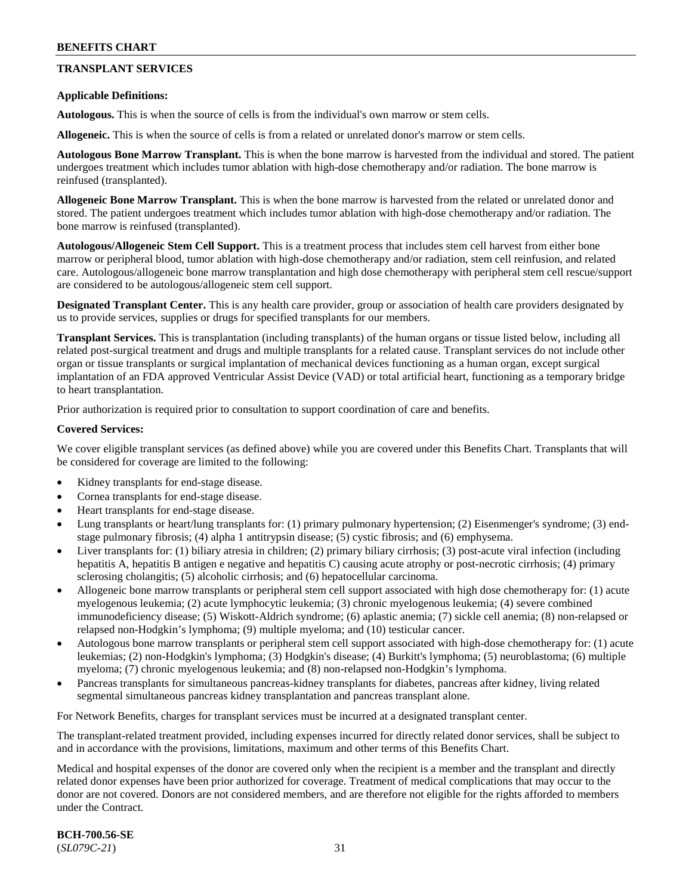## TRANSPLANT SERVICES

**Applicable Definitions:**

**Autologous.** This is when the source of cells is from the individual's own marrow or stem cells.

**Allogeneic.** This is when the source of cells is from a related or unrelated donor's marrow or stem cells.

**Autologous Bone Marrow Transplant.** This is when the bone marrow is harvested from the individual and stored. The patient undergoes treatment which includes tumor ablation with high-dose chemotherapy and/or radiation. The bone marrow is reinfused (transplanted).

**Allogeneic Bone Marrow Transplant.** This is when the bone marrow is harvested from the related or unrelated donor and stored. The patient undergoes treatment which includes tumor ablation with high-dose chemotherapy and/or radiation. The bone marrow is reinfused (transplanted).

**Autologous/Allogeneic Stem Cell Support.** This is a treatment process that includes stem cell harvest from either bone marrow or peripheral blood, tumor ablation with high-dose chemotherapy and/or radiation, stem cell reinfusion, and related care. Autologous/allogeneic bone marrow transplantation and high dose chemotherapy with peripheral stem cell rescue/support are considered to be autologous/allogeneic stem cell support.

**Designated Transplant Center.** This is any health care provider, group or association of health care providers designated by us to provide services, supplies or drugs for specified transplants for our members.

**Transplant Services.** This is transplantation (including transplants) of the human organs or tissue listed below, including all related post-surgical treatment and drugs and multiple transplants for a related cause. Transplant services do not include other organ or tissue transplants or surgical implantation of mechanical devices functioning as a human organ, except surgical implantation of an FDA approved Ventricular Assist Device (VAD) or total artificial heart, functioning as a temporary bridge to heart transplantation.

Prior authorization is required prior to consultation to support coordination of care and benefits.

**Covered Services:**

We cover eligible transplant services (as defined above) while you are covered under this Benefits Chart. Transplants that will be considered for coverage are limited to the following:

- Kidney transplants for end-stage disease.
- Cornea transplants for end-stage disease.
- Heart transplants for end-stage disease.
- Lung transplants or heart/lung transplants for: (1) primary pulmonary hypertension; (2) Eisenmenger's syndrome; (3) end-stage pulmonary fibrosis; (4) alpha 1 antitrypsin disease; (5) cystic fibrosis; and (6) emphysema.
- Liver transplants for: (1) biliary atresia in children; (2) primary biliary cirrhosis; (3) post-acute viral infection (including hepatitis A, hepatitis B antigen e negative and hepatitis C) causing acute atrophy or post-necrotic cirrhosis; (4) primary sclerosing cholangitis; (5) alcoholic cirrhosis; and (6) hepatocellular carcinoma.
- Allogeneic bone marrow transplants or peripheral stem cell support associated with high dose chemotherapy for: (1) acute myelogenous leukemia; (2) acute lymphocytic leukemia; (3) chronic myelogenous leukemia; (4) severe combined immunodeficiency disease; (5) Wiskott-Aldrich syndrome; (6) aplastic anemia; (7) sickle cell anemia; (8) non-relapsed or relapsed non-Hodgkin's lymphoma; (9) multiple myeloma; and (10) testicular cancer.
- Autologous bone marrow transplants or peripheral stem cell support associated with high-dose chemotherapy for: (1) acute leukemias; (2) non-Hodgkin's lymphoma; (3) Hodgkin's disease; (4) Burkitt's lymphoma; (5) neuroblastoma; (6) multiple myeloma; (7) chronic myelogenous leukemia; and (8) non-relapsed non-Hodgkin's lymphoma.
- Pancreas transplants for simultaneous pancreas-kidney transplants for diabetes, pancreas after kidney, living related segmental simultaneous pancreas kidney transplantation and pancreas transplant alone.

For Network Benefits, charges for transplant services must be incurred at a designated transplant center.

The transplant-related treatment provided, including expenses incurred for directly related donor services, shall be subject to and in accordance with the provisions, limitations, maximum and other terms of this Benefits Chart.

Medical and hospital expenses of the donor are covered only when the recipient is a member and the transplant and directly related donor expenses have been prior authorized for coverage. Treatment of medical complications that may occur to the donor are not covered. Donors are not considered members, and are therefore not eligible for the rights afforded to members under the Contract.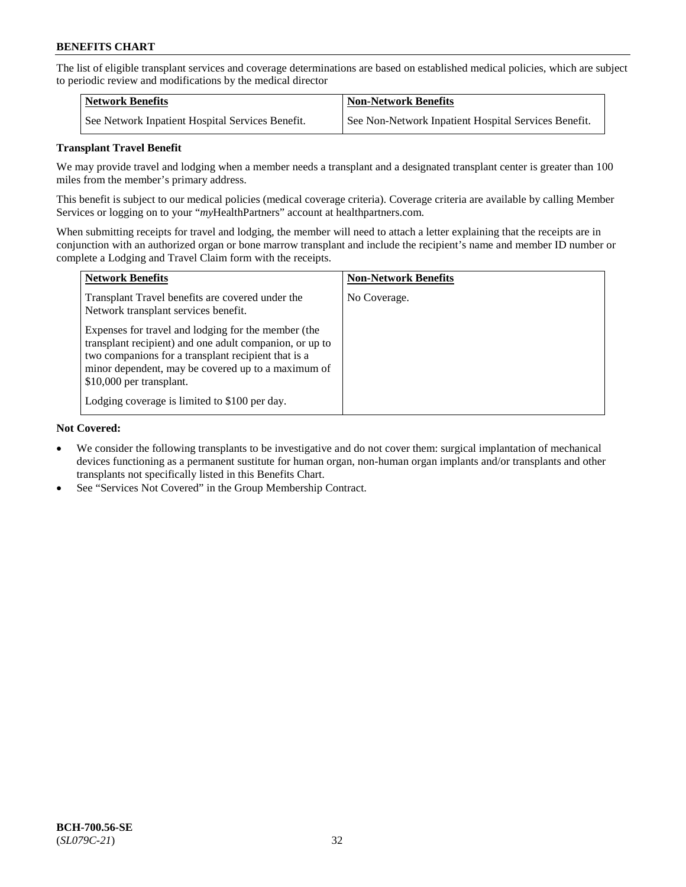The list of eligible transplant services and coverage determinations are based on established medical policies, which are subject to periodic review and modifications by the medical director

| Network Benefits | Non-Network Benefits |
| --- | --- |
| See Network Inpatient Hospital Services Benefit. | See Non-Network Inpatient Hospital Services Benefit. |

**Transplant Travel Benefit**

We may provide travel and lodging when a member needs a transplant and a designated transplant center is greater than 100 miles from the member's primary address.

This benefit is subject to our medical policies (medical coverage criteria). Coverage criteria are available by calling Member Services or logging on to your "*my*HealthPartners" account at healthpartners.com.

When submitting receipts for travel and lodging, the member will need to attach a letter explaining that the receipts are in conjunction with an authorized organ or bone marrow transplant and include the recipient's name and member ID number or complete a Lodging and Travel Claim form with the receipts.

| Network Benefits | Non-Network Benefits |
| --- | --- |
| Transplant Travel benefits are covered under the Network transplant services benefit.<br><br>Expenses for travel and lodging for the member (the transplant recipient) and one adult companion, or up to two companions for a transplant recipient that is a minor dependent, may be covered up to a maximum of $10,000 per transplant.<br><br>Lodging coverage is limited to $100 per day. | No Coverage. |

**Not Covered:**

- We consider the following transplants to be investigative and do not cover them: surgical implantation of mechanical devices functioning as a permanent sustitute for human organ, non-human organ implants and/or transplants and other transplants not specifically listed in this Benefits Chart.
- See "Services Not Covered" in the Group Membership Contract.